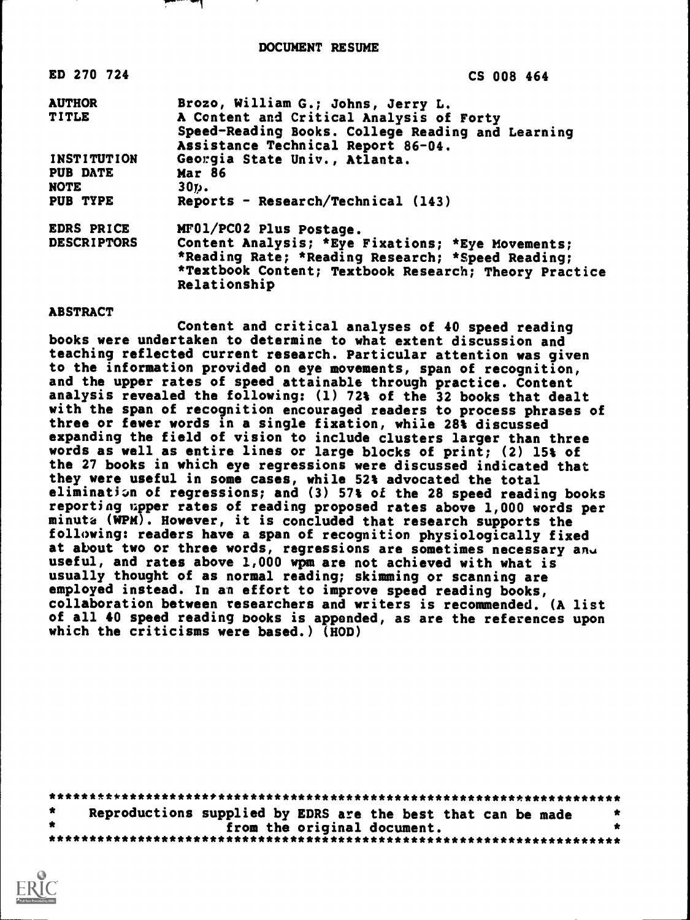# DOCUMENT RESUME

| | |
|---|---|
| ED 270 724 | CS 008 464 |
| AUTHOR | Brozo, William G.; Johns, Jerry L. |
| TITLE | A Content and Critical Analysis of Forty Speed-Reading Books. College Reading and Learning Assistance Technical Report 86-04. |
| INSTITUTION | Georgia State Univ., Atlanta. |
| PUB DATE | Mar 86 |
| NOTE | 30p. |
| PUB TYPE | Reports - Research/Technical (143) |
| EDRS PRICE | MF01/PC02 Plus Postage. |
| DESCRIPTORS | Content Analysis; *Eye Fixations; *Eye Movements; *Reading Rate; *Reading Research; *Speed Reading; *Textbook Content; Textbook Research; Theory Practice Relationship |

## ABSTRACT

Content and critical analyses of 40 speed reading books were undertaken to determine to what extent discussion and teaching reflected current research. Particular attention was given to the information provided on eye movements, span of recognition, and the upper rates of speed attainable through practice. Content analysis revealed the following: (1) 72% of the 32 books that dealt with the span of recognition encouraged readers to process phrases of three or fewer words in a single fixation, while 28% discussed expanding the field of vision to include clusters larger than three words as well as entire lines or large blocks of print; (2) 15% of the 27 books in which eye regressions were discussed indicated that they were useful in some cases, while 52% advocated the total elimination of regressions; and (3) 57% of the 28 speed reading books reporting upper rates of reading proposed rates above 1,000 words per minute (WPM). However, it is concluded that research supports the following: readers have a span of recognition physiologically fixed at about two or three words, regressions are sometimes necessary and useful, and rates above 1,000 wpm are not achieved with what is usually thought of as normal reading; skimming or scanning are employed instead. In an effort to improve speed reading books, collaboration between researchers and writers is recommended. (A list of all 40 speed reading books is appended, as are the references upon which the criticisms were based.) (HOD)

***********************************************************************
* Reproductions supplied by EDRS are the best that can be made *
* from the original document. *
***********************************************************************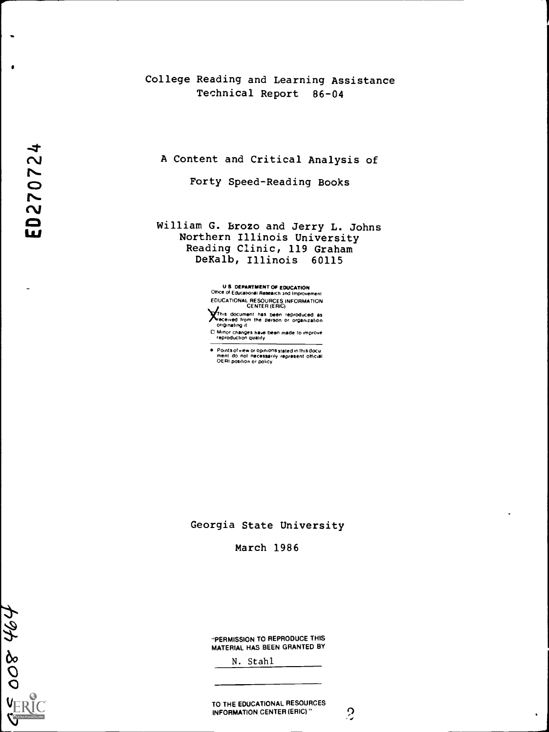College Reading and Learning Assistance
Technical Report 86-04

# A Content and Critical Analysis of Forty Speed-Reading Books

William G. Brozo and Jerry L. Johns
Northern Illinois University
Reading Clinic, 119 Graham
DeKalb, Illinois 60115

U.S. DEPARTMENT OF EDUCATION
Office of Educational Research and Improvement
EDUCATIONAL RESOURCES INFORMATION CENTER (ERIC)

- [x] This document has been reproduced as received from the person or organization originating it
- [ ] Minor changes have been made to improve reproduction quality

- Points of view or opinions stated in this document do not necessarily represent official OERI position or policy

Georgia State University

March 1986

"PERMISSION TO REPRODUCE THIS MATERIAL HAS BEEN GRANTED BY

N. Stahl

TO THE EDUCATIONAL RESOURCES INFORMATION CENTER (ERIC)."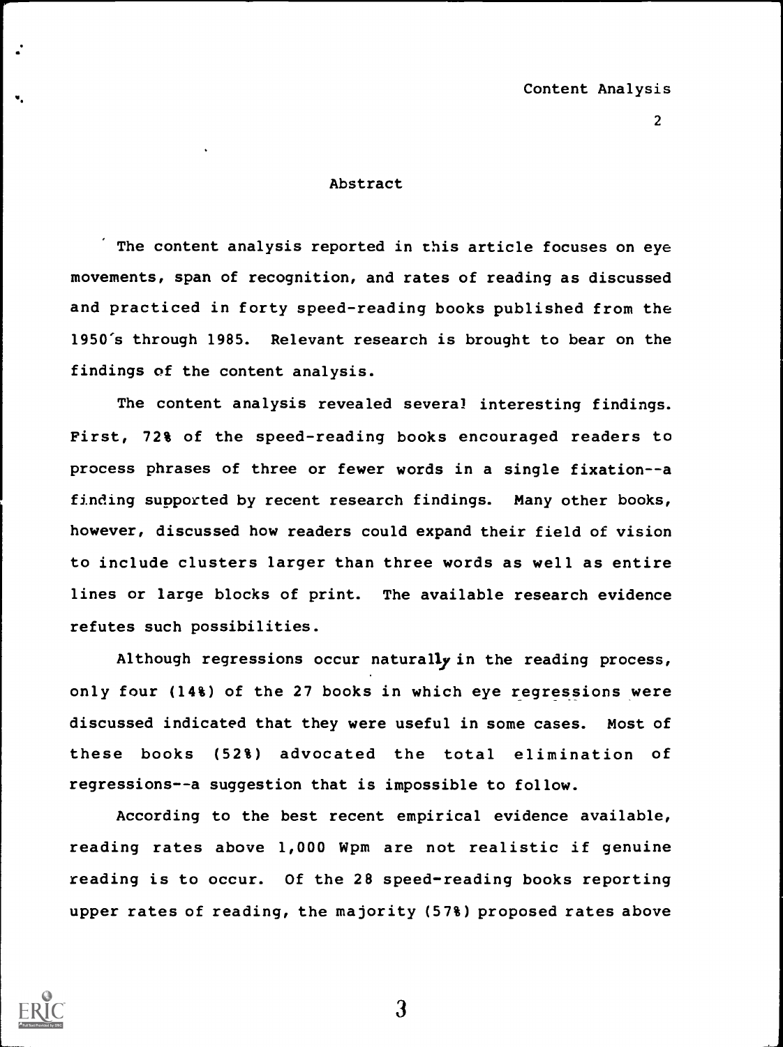## Abstract

The content analysis reported in this article focuses on eye movements, span of recognition, and rates of reading as discussed and practiced in forty speed-reading books published from the 1950's through 1985. Relevant research is brought to bear on the findings of the content analysis.

The content analysis revealed several interesting findings. First, 72% of the speed-reading books encouraged readers to process phrases of three or fewer words in a single fixation--a finding supported by recent research findings. Many other books, however, discussed how readers could expand their field of vision to include clusters larger than three words as well as entire lines or large blocks of print. The available research evidence refutes such possibilities.

Although regressions occur naturally in the reading process, only four (14%) of the 27 books in which eye regressions were discussed indicated that they were useful in some cases. Most of these books (52%) advocated the total elimination of regressions--a suggestion that is impossible to follow.

According to the best recent empirical evidence available, reading rates above 1,000 Wpm are not realistic if genuine reading is to occur. Of the 28 speed-reading books reporting upper rates of reading, the majority (57%) proposed rates above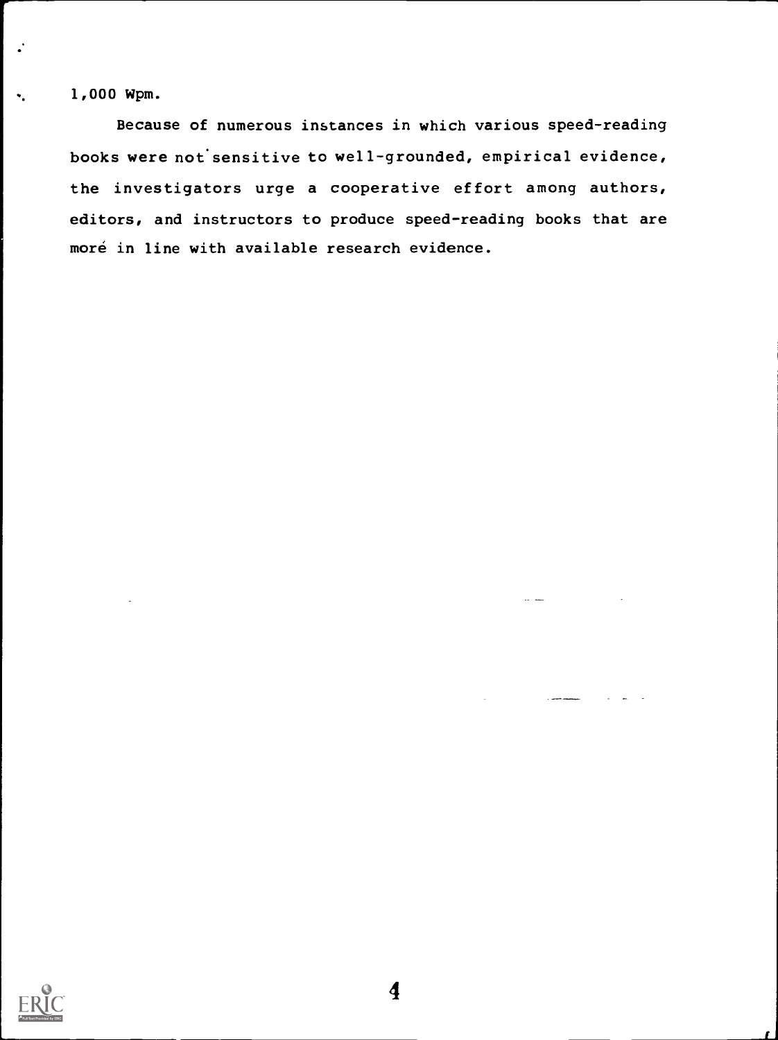1,000 wpm.

Because of numerous instances in which various speed-reading books were not sensitive to well-grounded, empirical evidence, the investigators urge a cooperative effort among authors, editors, and instructors to produce speed-reading books that are more in line with available research evidence.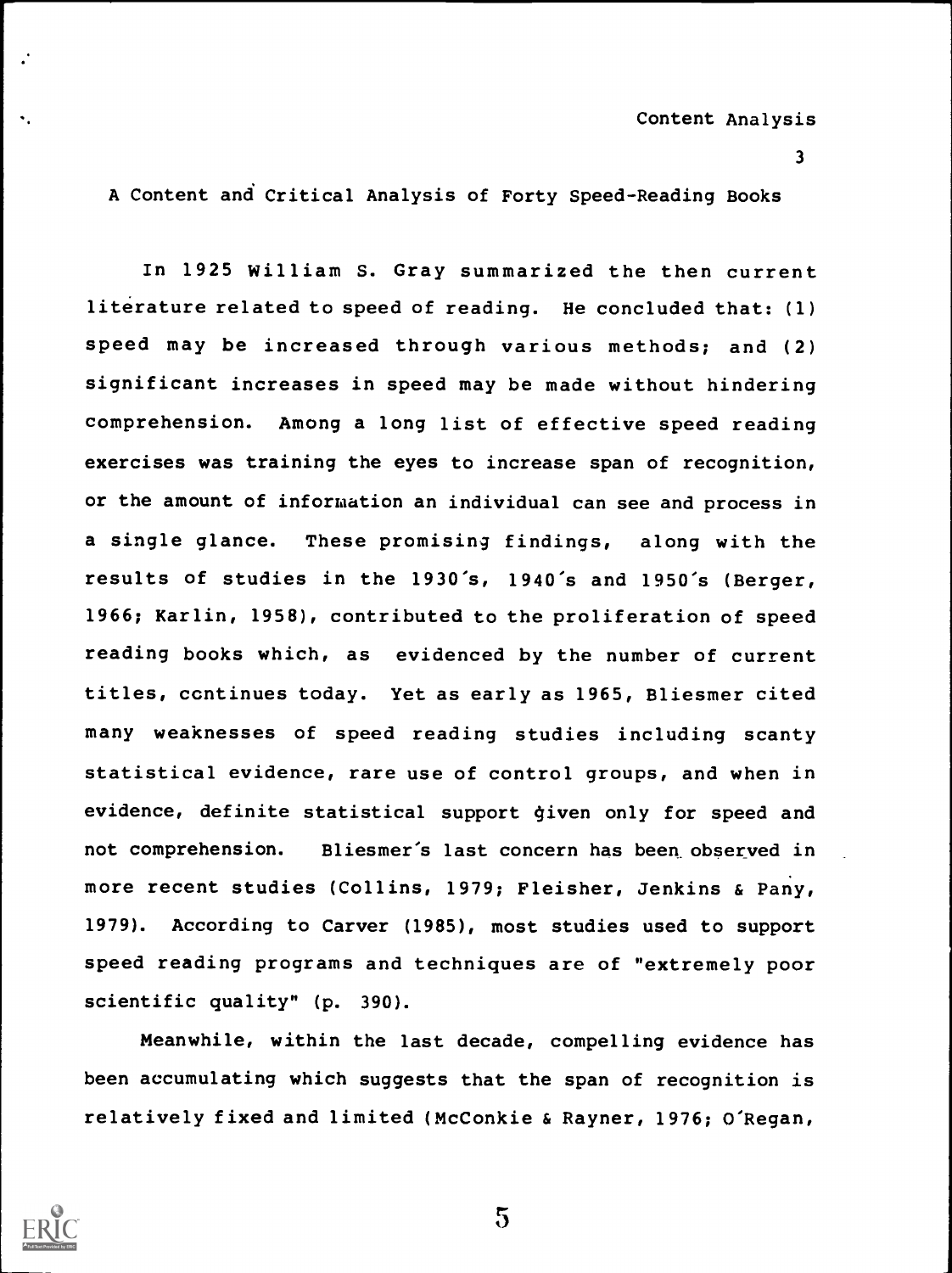# A Content and Critical Analysis of Forty Speed-Reading Books

In 1925 William S. Gray summarized the then current literature related to speed of reading. He concluded that: (1) speed may be increased through various methods; and (2) significant increases in speed may be made without hindering comprehension. Among a long list of effective speed reading exercises was training the eyes to increase span of recognition, or the amount of information an individual can see and process in a single glance. These promising findings, along with the results of studies in the 1930's, 1940's and 1950's (Berger, 1966; Karlin, 1958), contributed to the proliferation of speed reading books which, as evidenced by the number of current titles, continues today. Yet as early as 1965, Bliesmer cited many weaknesses of speed reading studies including scanty statistical evidence, rare use of control groups, and when in evidence, definite statistical support given only for speed and not comprehension. Bliesmer's last concern has been observed in more recent studies (Collins, 1979; Fleisher, Jenkins & Pany, 1979). According to Carver (1985), most studies used to support speed reading programs and techniques are of "extremely poor scientific quality" (p. 390).

Meanwhile, within the last decade, compelling evidence has been accumulating which suggests that the span of recognition is relatively fixed and limited (McConkie & Rayner, 1976; O'Regan,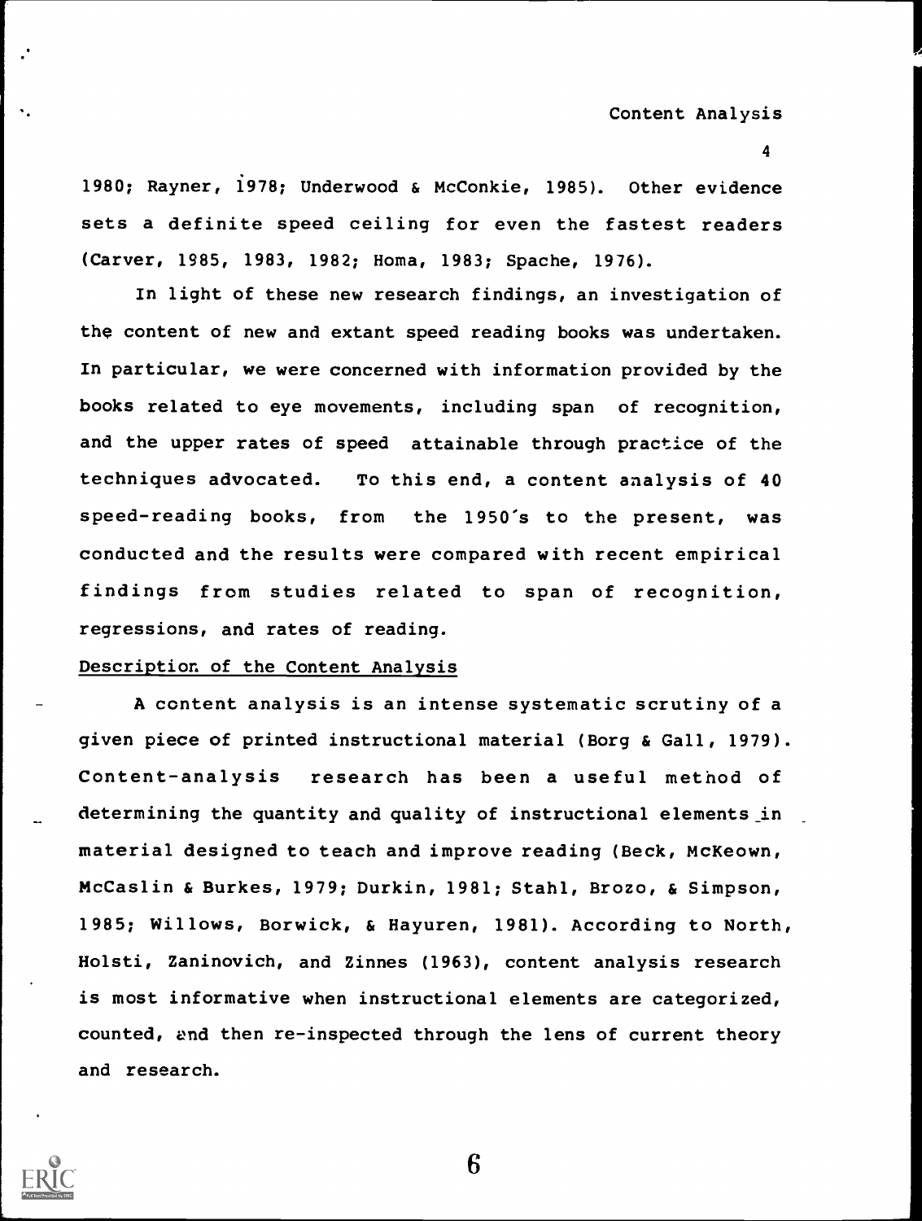1980; Rayner, 1978; Underwood & McConkie, 1985). Other evidence sets a definite speed ceiling for even the fastest readers (Carver, 1985, 1983, 1982; Homa, 1983; Spache, 1976).

In light of these new research findings, an investigation of the content of new and extant speed reading books was undertaken. In particular, we were concerned with information provided by the books related to eye movements, including span of recognition, and the upper rates of speed attainable through practice of the techniques advocated. To this end, a content analysis of 40 speed-reading books, from the 1950's to the present, was conducted and the results were compared with recent empirical findings from studies related to span of recognition, regressions, and rates of reading.

## Description of the Content Analysis

A content analysis is an intense systematic scrutiny of a given piece of printed instructional material (Borg & Gall, 1979). Content-analysis research has been a useful method of determining the quantity and quality of instructional elements in material designed to teach and improve reading (Beck, McKeown, McCaslin & Burkes, 1979; Durkin, 1981; Stahl, Brozo, & Simpson, 1985; Willows, Borwick, & Hayuren, 1981). According to North, Holsti, Zaninovich, and Zinnes (1963), content analysis research is most informative when instructional elements are categorized, counted, and then re-inspected through the lens of current theory and research.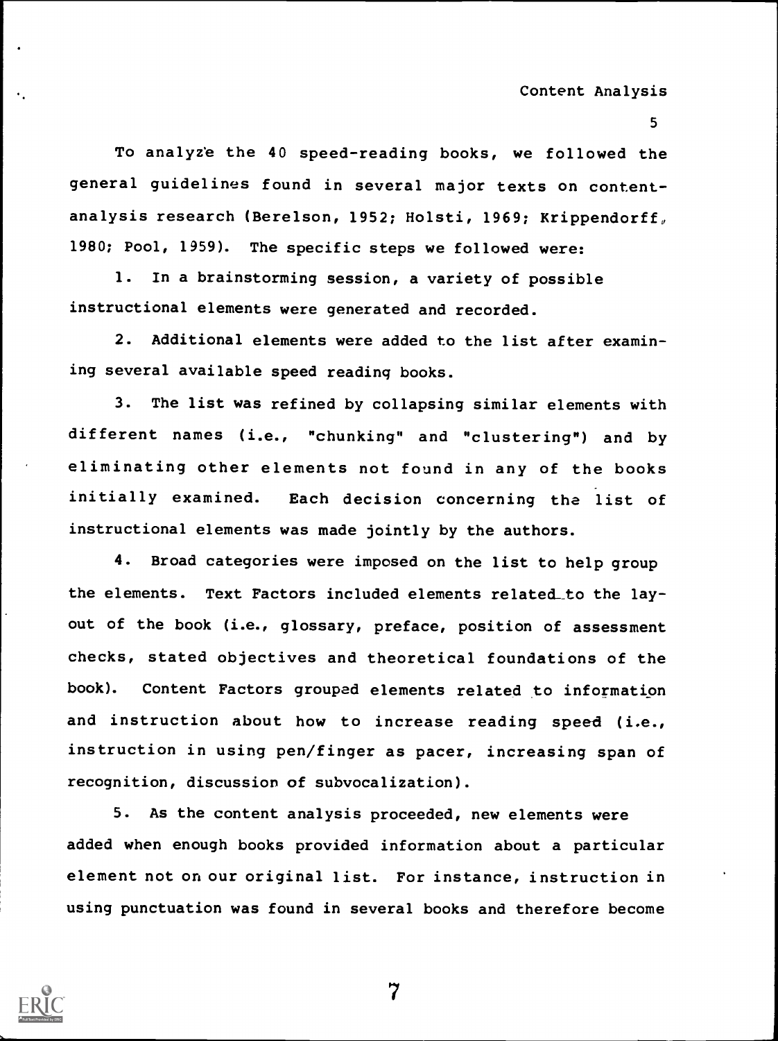To analyze the 40 speed-reading books, we followed the general guidelines found in several major texts on content-analysis research (Berelson, 1952; Holsti, 1969; Krippendorff, 1980; Pool, 1959). The specific steps we followed were:

1. In a brainstorming session, a variety of possible instructional elements were generated and recorded.

2. Additional elements were added to the list after examining several available speed reading books.

3. The list was refined by collapsing similar elements with different names (i.e., "chunking" and "clustering") and by eliminating other elements not found in any of the books initially examined. Each decision concerning the list of instructional elements was made jointly by the authors.

4. Broad categories were imposed on the list to help group the elements. Text Factors included elements related to the layout of the book (i.e., glossary, preface, position of assessment checks, stated objectives and theoretical foundations of the book). Content Factors grouped elements related to information and instruction about how to increase reading speed (i.e., instruction in using pen/finger as pacer, increasing span of recognition, discussion of subvocalization).

5. As the content analysis proceeded, new elements were added when enough books provided information about a particular element not on our original list. For instance, instruction in using punctuation was found in several books and therefore become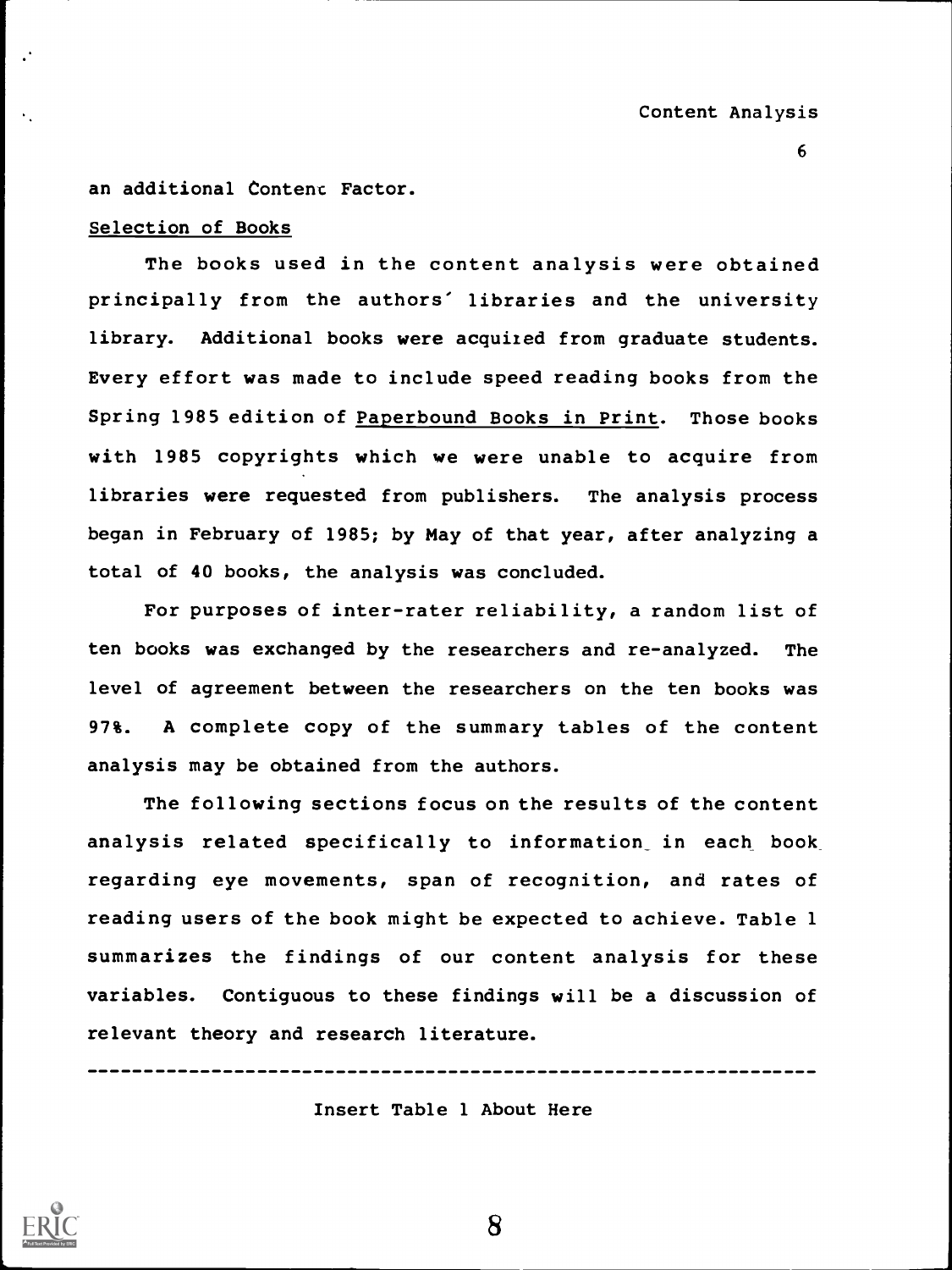an additional Content Factor.

Selection of Books

The books used in the content analysis were obtained principally from the authors' libraries and the university library. Additional books were acquired from graduate students. Every effort was made to include speed reading books from the Spring 1985 edition of Paperbound Books in Print. Those books with 1985 copyrights which we were unable to acquire from libraries were requested from publishers. The analysis process began in February of 1985; by May of that year, after analyzing a total of 40 books, the analysis was concluded.

For purposes of inter-rater reliability, a random list of ten books was exchanged by the researchers and re-analyzed. The level of agreement between the researchers on the ten books was 97%. A complete copy of the summary tables of the content analysis may be obtained from the authors.

The following sections focus on the results of the content analysis related specifically to information in each book regarding eye movements, span of recognition, and rates of reading users of the book might be expected to achieve. Table 1 summarizes the findings of our content analysis for these variables. Contiguous to these findings will be a discussion of relevant theory and research literature.

---

Insert Table 1 About Here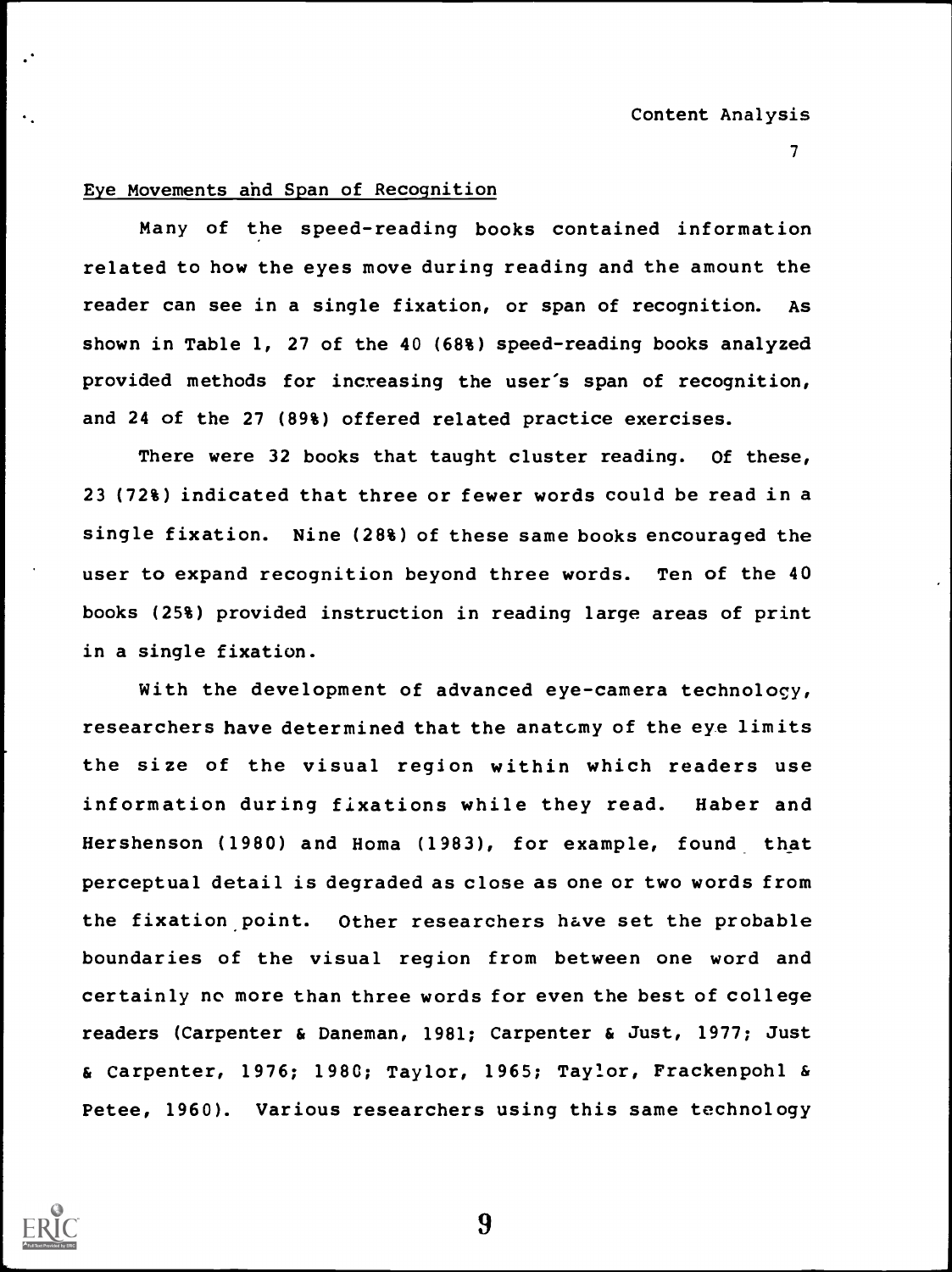Eye Movements and Span of Recognition

Many of the speed-reading books contained information related to how the eyes move during reading and the amount the reader can see in a single fixation, or span of recognition. As shown in Table 1, 27 of the 40 (68%) speed-reading books analyzed provided methods for increasing the user's span of recognition, and 24 of the 27 (89%) offered related practice exercises.

There were 32 books that taught cluster reading. Of these, 23 (72%) indicated that three or fewer words could be read in a single fixation. Nine (28%) of these same books encouraged the user to expand recognition beyond three words. Ten of the 40 books (25%) provided instruction in reading large areas of print in a single fixation.

With the development of advanced eye-camera technology, researchers have determined that the anatomy of the eye limits the size of the visual region within which readers use information during fixations while they read. Haber and Hershenson (1980) and Homa (1983), for example, found that perceptual detail is degraded as close as one or two words from the fixation point. Other researchers have set the probable boundaries of the visual region from between one word and certainly no more than three words for even the best of college readers (Carpenter & Daneman, 1981; Carpenter & Just, 1977; Just & Carpenter, 1976; 1980; Taylor, 1965; Taylor, Frackenpohl & Petee, 1960). Various researchers using this same technology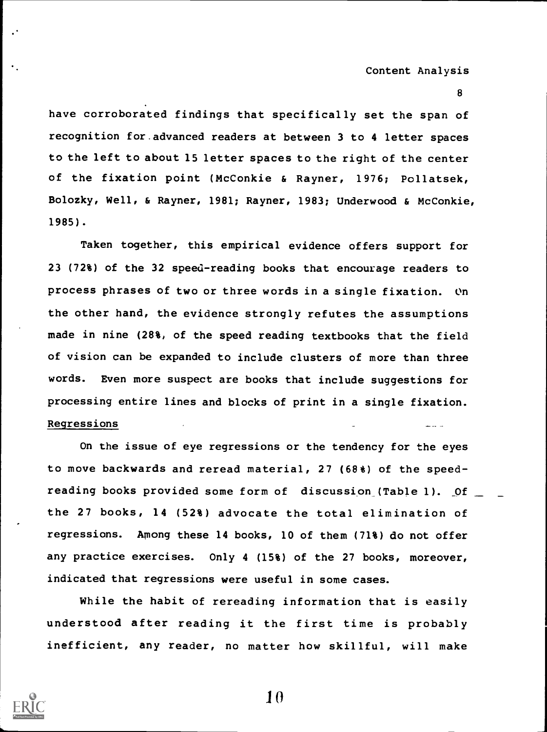have corroborated findings that specifically set the span of recognition for advanced readers at between 3 to 4 letter spaces to the left to about 15 letter spaces to the right of the center of the fixation point (McConkie & Rayner, 1976; Pollatsek, Bolozky, Well, & Rayner, 1981; Rayner, 1983; Underwood & McConkie, 1985).

Taken together, this empirical evidence offers support for 23 (72%) of the 32 speed-reading books that encourage readers to process phrases of two or three words in a single fixation. On the other hand, the evidence strongly refutes the assumptions made in nine (28%, of the speed reading textbooks that the field of vision can be expanded to include clusters of more than three words. Even more suspect are books that include suggestions for processing entire lines and blocks of print in a single fixation.

Regressions

On the issue of eye regressions or the tendency for the eyes to move backwards and reread material, 27 (68%) of the speed-reading books provided some form of discussion (Table 1). Of the 27 books, 14 (52%) advocate the total elimination of regressions. Among these 14 books, 10 of them (71%) do not offer any practice exercises. Only 4 (15%) of the 27 books, moreover, indicated that regressions were useful in some cases.

While the habit of rereading information that is easily understood after reading it the first time is probably inefficient, any reader, no matter how skillful, will make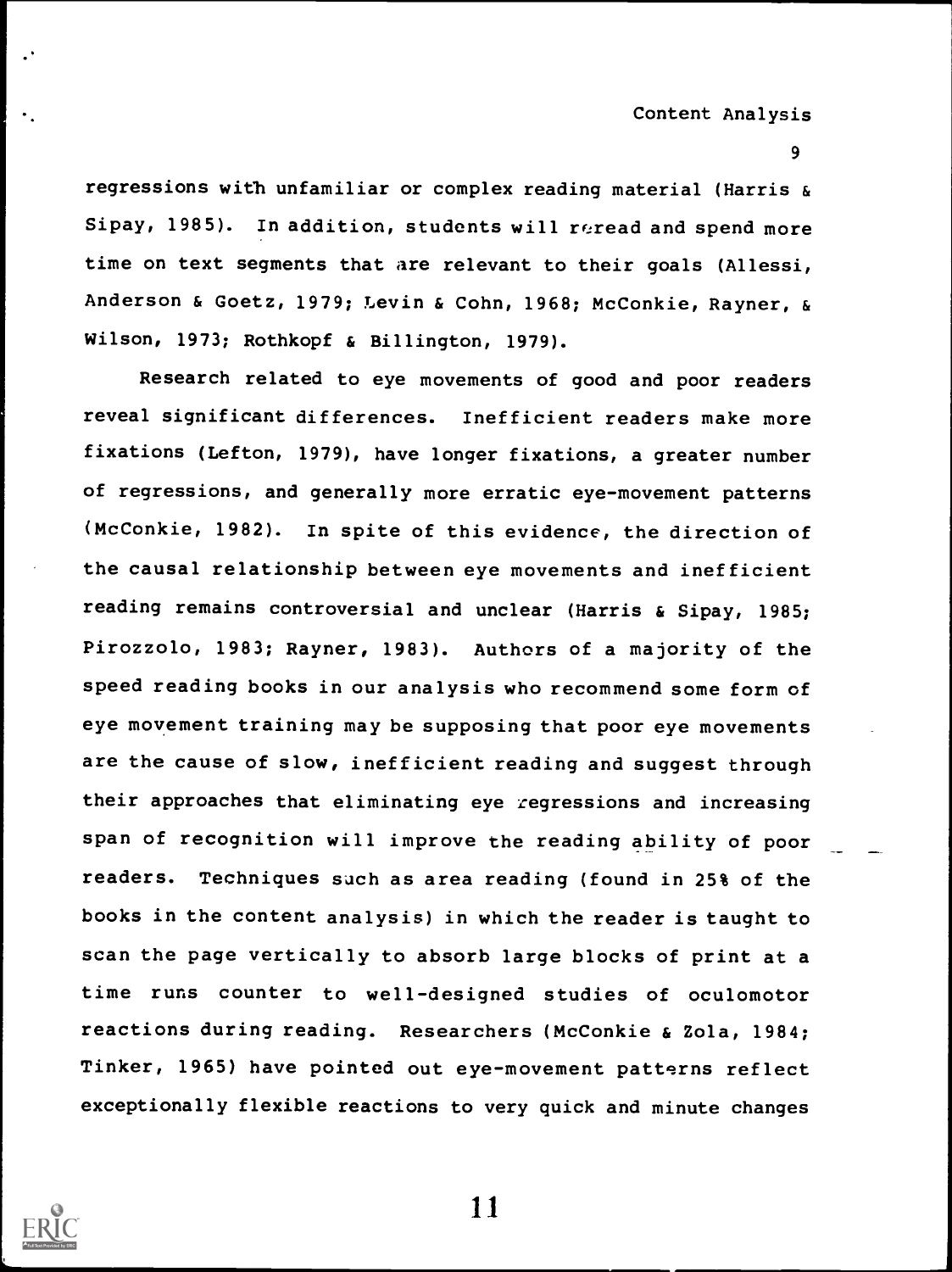regressions with unfamiliar or complex reading material (Harris & Sipay, 1985). In addition, students will reread and spend more time on text segments that are relevant to their goals (Allessi, Anderson & Goetz, 1979; Levin & Cohn, 1968; McConkie, Rayner, & Wilson, 1973; Rothkopf & Billington, 1979).

Research related to eye movements of good and poor readers reveal significant differences. Inefficient readers make more fixations (Lefton, 1979), have longer fixations, a greater number of regressions, and generally more erratic eye-movement patterns (McConkie, 1982). In spite of this evidence, the direction of the causal relationship between eye movements and inefficient reading remains controversial and unclear (Harris & Sipay, 1985; Pirozzolo, 1983; Rayner, 1983). Authors of a majority of the speed reading books in our analysis who recommend some form of eye movement training may be supposing that poor eye movements are the cause of slow, inefficient reading and suggest through their approaches that eliminating eye regressions and increasing span of recognition will improve the reading ability of poor readers. Techniques such as area reading (found in 25% of the books in the content analysis) in which the reader is taught to scan the page vertically to absorb large blocks of print at a time runs counter to well-designed studies of oculomotor reactions during reading. Researchers (McConkie & Zola, 1984; Tinker, 1965) have pointed out eye-movement patterns reflect exceptionally flexible reactions to very quick and minute changes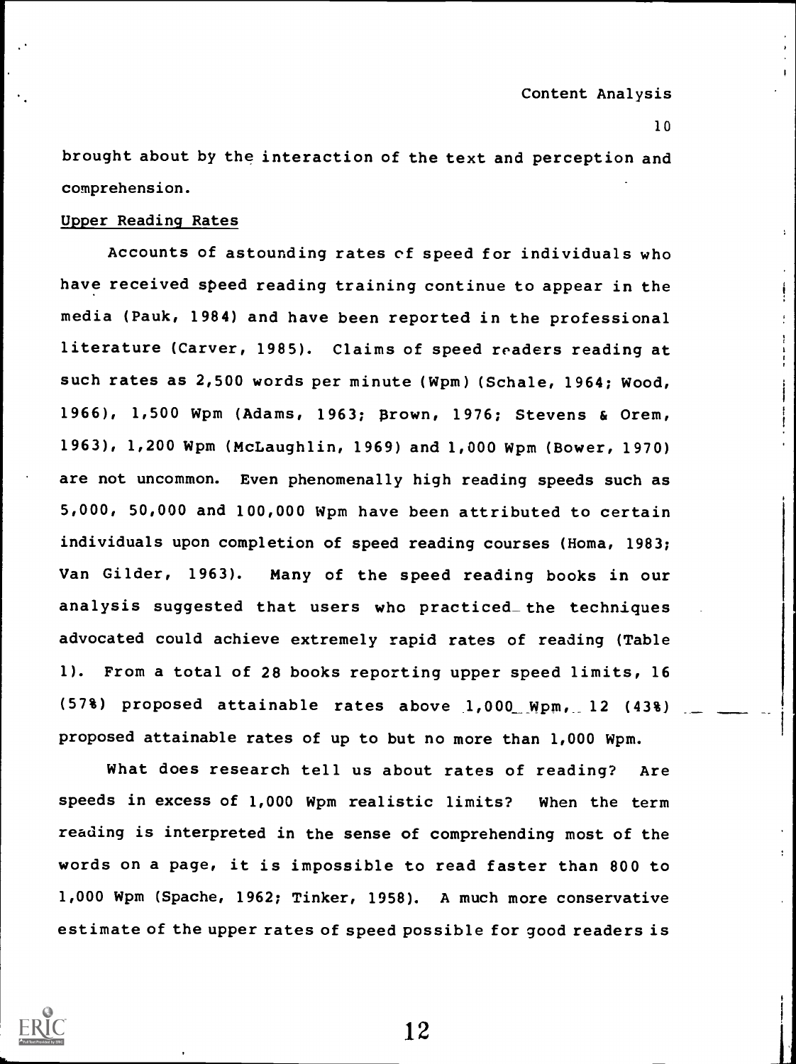brought about by the interaction of the text and perception and comprehension.

Upper Reading Rates

Accounts of astounding rates of speed for individuals who have received speed reading training continue to appear in the media (Pauk, 1984) and have been reported in the professional literature (Carver, 1985). Claims of speed readers reading at such rates as 2,500 words per minute (Wpm) (Schale, 1964; Wood, 1966), 1,500 Wpm (Adams, 1963; Brown, 1976; Stevens & Orem, 1963), 1,200 Wpm (McLaughlin, 1969) and 1,000 Wpm (Bower, 1970) are not uncommon. Even phenomenally high reading speeds such as 5,000, 50,000 and 100,000 Wpm have been attributed to certain individuals upon completion of speed reading courses (Homa, 1983; Van Gilder, 1963). Many of the speed reading books in our analysis suggested that users who practiced the techniques advocated could achieve extremely rapid rates of reading (Table 1). From a total of 28 books reporting upper speed limits, 16 (57%) proposed attainable rates above 1,000 Wpm, 12 (43%) proposed attainable rates of up to but no more than 1,000 Wpm.

What does research tell us about rates of reading? Are speeds in excess of 1,000 Wpm realistic limits? When the term reading is interpreted in the sense of comprehending most of the words on a page, it is impossible to read faster than 800 to 1,000 Wpm (Spache, 1962; Tinker, 1958). A much more conservative estimate of the upper rates of speed possible for good readers is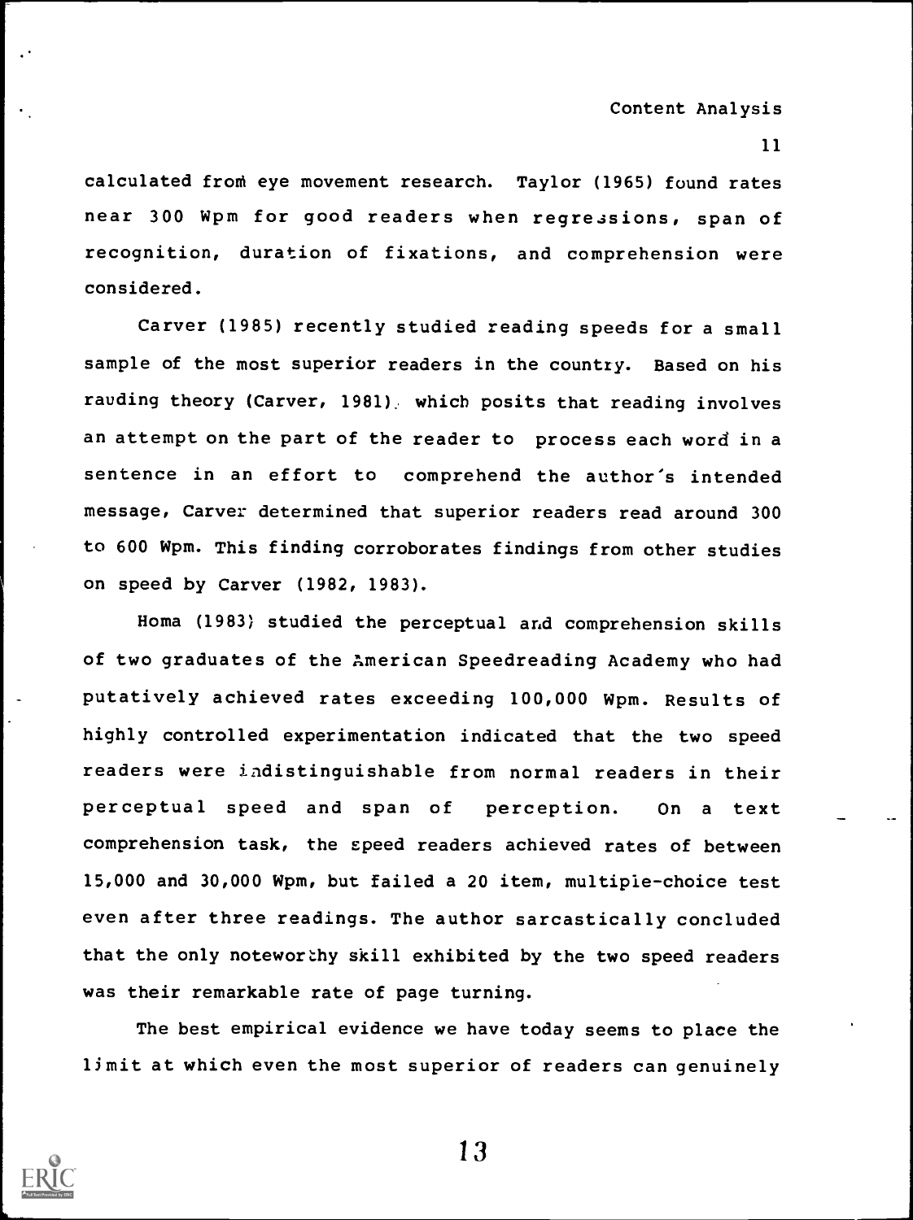calculated from eye movement research. Taylor (1965) found rates near 300 Wpm for good readers when regressions, span of recognition, duration of fixations, and comprehension were considered.

Carver (1985) recently studied reading speeds for a small sample of the most superior readers in the country. Based on his rauding theory (Carver, 1981), which posits that reading involves an attempt on the part of the reader to process each word in a sentence in an effort to comprehend the author's intended message, Carver determined that superior readers read around 300 to 600 Wpm. This finding corroborates findings from other studies on speed by Carver (1982, 1983).

Homa (1983) studied the perceptual and comprehension skills of two graduates of the American Speedreading Academy who had putatively achieved rates exceeding 100,000 Wpm. Results of highly controlled experimentation indicated that the two speed readers were indistinguishable from normal readers in their perceptual speed and span of perception. On a text comprehension task, the speed readers achieved rates of between 15,000 and 30,000 Wpm, but failed a 20 item, multiple-choice test even after three readings. The author sarcastically concluded that the only noteworthy skill exhibited by the two speed readers was their remarkable rate of page turning.

The best empirical evidence we have today seems to place the limit at which even the most superior of readers can genuinely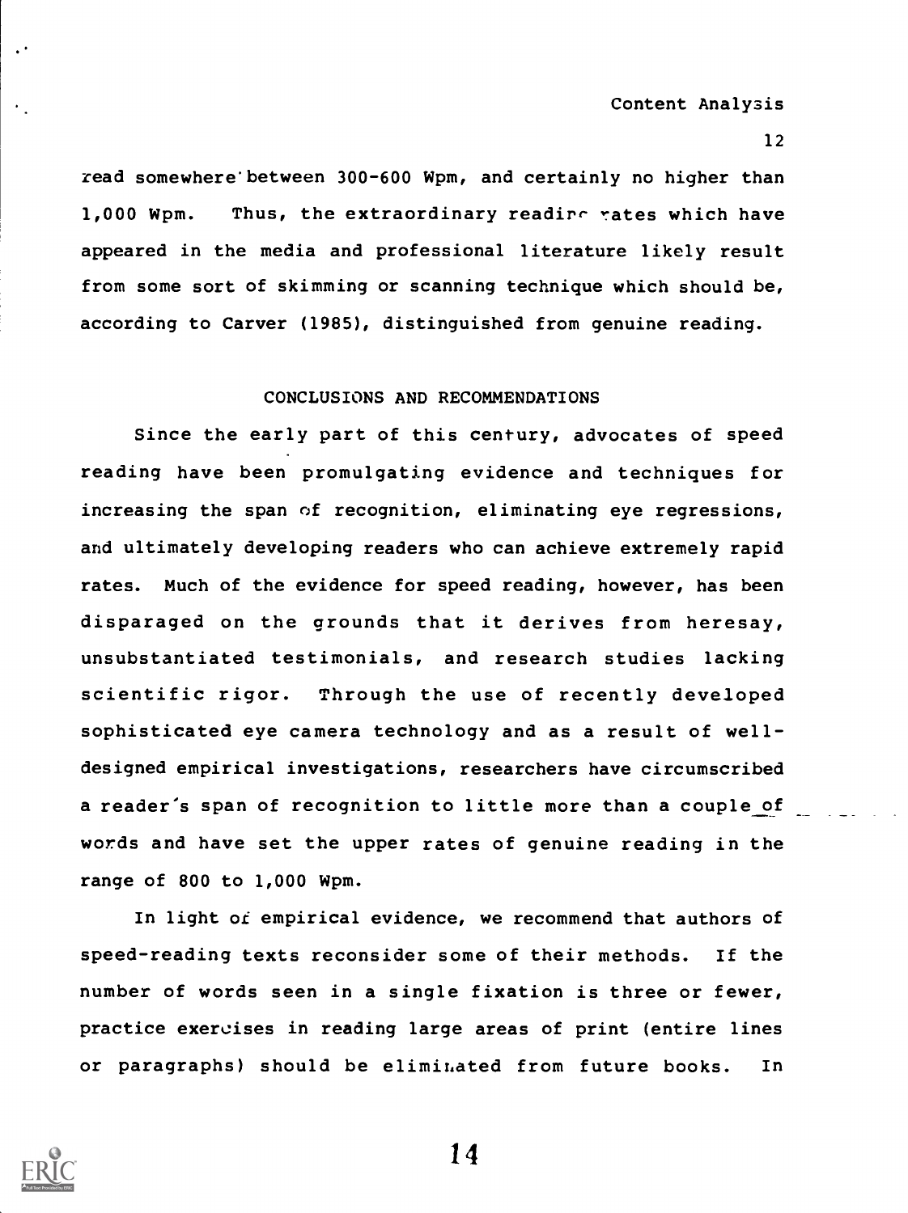read somewhere between 300-600 Wpm, and certainly no higher than 1,000 Wpm. Thus, the extraordinary reading rates which have appeared in the media and professional literature likely result from some sort of skimming or scanning technique which should be, according to Carver (1985), distinguished from genuine reading.

## CONCLUSIONS AND RECOMMENDATIONS

Since the early part of this century, advocates of speed reading have been promulgating evidence and techniques for increasing the span of recognition, eliminating eye regressions, and ultimately developing readers who can achieve extremely rapid rates. Much of the evidence for speed reading, however, has been disparaged on the grounds that it derives from heresay, unsubstantiated testimonials, and research studies lacking scientific rigor. Through the use of recently developed sophisticated eye camera technology and as a result of well-designed empirical investigations, researchers have circumscribed a reader's span of recognition to little more than a couple of words and have set the upper rates of genuine reading in the range of 800 to 1,000 Wpm.

In light of empirical evidence, we recommend that authors of speed-reading texts reconsider some of their methods. If the number of words seen in a single fixation is three or fewer, practice exercises in reading large areas of print (entire lines or paragraphs) should be eliminated from future books. In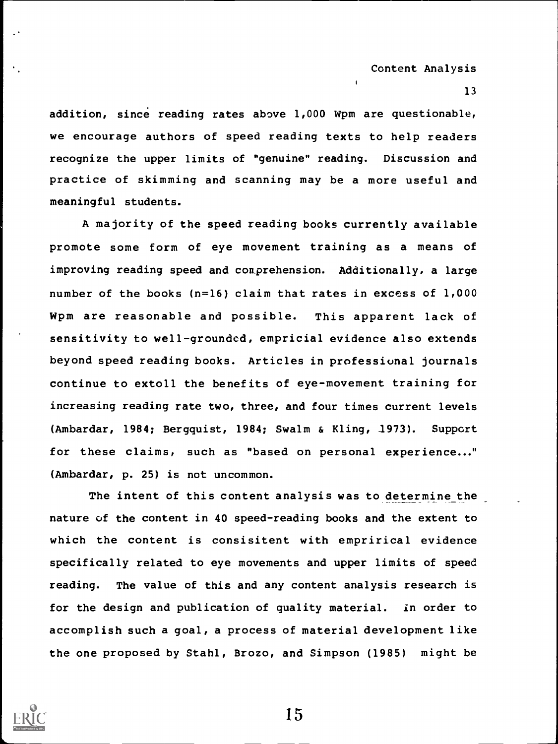addition, since reading rates above 1,000 Wpm are questionable, we encourage authors of speed reading texts to help readers recognize the upper limits of "genuine" reading. Discussion and practice of skimming and scanning may be a more useful and meaningful students.

A majority of the speed reading books currently available promote some form of eye movement training as a means of improving reading speed and comprehension. Additionally, a large number of the books (n=16) claim that rates in excess of 1,000 Wpm are reasonable and possible. This apparent lack of sensitivity to well-grounded, empricial evidence also extends beyond speed reading books. Articles in professional journals continue to extoll the benefits of eye-movement training for increasing reading rate two, three, and four times current levels (Ambardar, 1984; Bergquist, 1984; Swalm & Kling, 1973). Support for these claims, such as "based on personal experience..." (Ambardar, p. 25) is not uncommon.

The intent of this content analysis was to determine the nature of the content in 40 speed-reading books and the extent to which the content is consisitent with emprirical evidence specifically related to eye movements and upper limits of speed reading. The value of this and any content analysis research is for the design and publication of quality material. In order to accomplish such a goal, a process of material development like the one proposed by Stahl, Brozo, and Simpson (1985) might be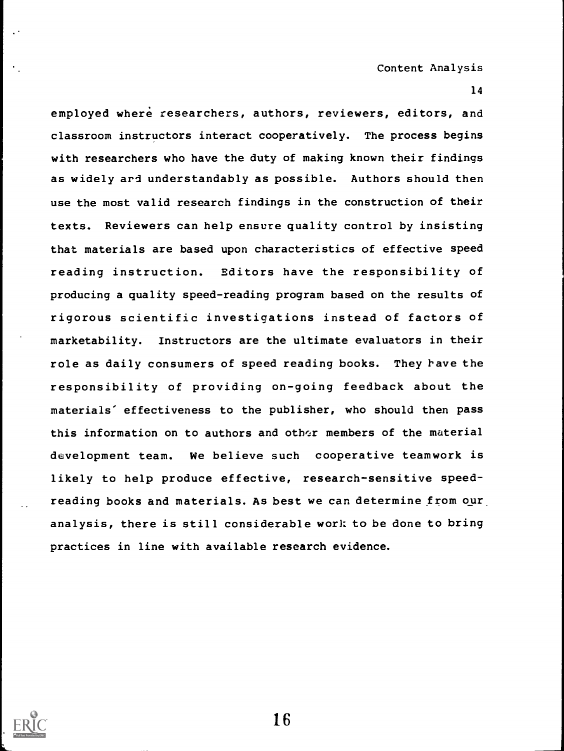employed where researchers, authors, reviewers, editors, and classroom instructors interact cooperatively. The process begins with researchers who have the duty of making known their findings as widely and understandably as possible. Authors should then use the most valid research findings in the construction of their texts. Reviewers can help ensure quality control by insisting that materials are based upon characteristics of effective speed reading instruction. Editors have the responsibility of producing a quality speed-reading program based on the results of rigorous scientific investigations instead of factors of marketability. Instructors are the ultimate evaluators in their role as daily consumers of speed reading books. They have the responsibility of providing on-going feedback about the materials' effectiveness to the publisher, who should then pass this information on to authors and other members of the material development team. We believe such cooperative teamwork is likely to help produce effective, research-sensitive speed-reading books and materials. As best we can determine from our analysis, there is still considerable work to be done to bring practices in line with available research evidence.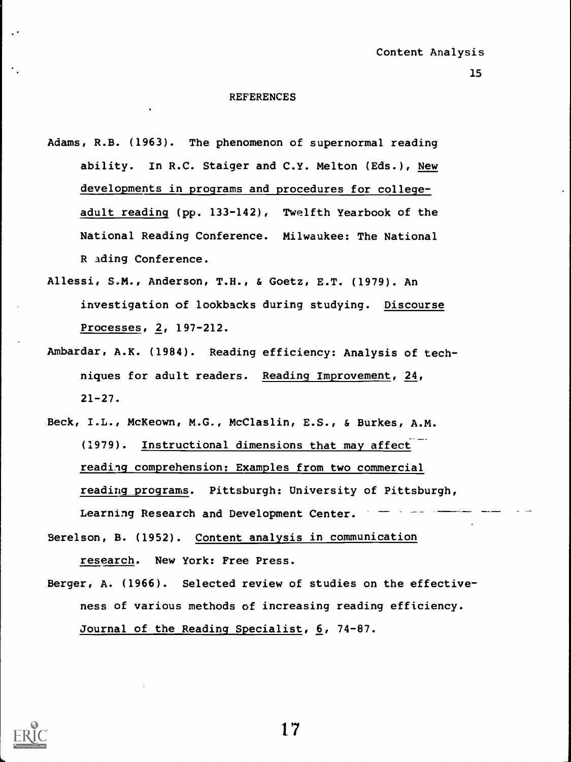## REFERENCES

Adams, R.B. (1963). The phenomenon of supernormal reading ability. In R.C. Staiger and C.Y. Melton (Eds.), New developments in programs and procedures for college-adult reading (pp. 133-142), Twelfth Yearbook of the National Reading Conference. Milwaukee: The National R ading Conference.

Allessi, S.M., Anderson, T.H., & Goetz, E.T. (1979). An investigation of lookbacks during studying. Discourse Processes, 2, 197-212.

Ambardar, A.K. (1984). Reading efficiency: Analysis of techniques for adult readers. Reading Improvement, 24, 21-27.

Beck, I.L., McKeown, M.G., McClaslin, E.S., & Burkes, A.M. (1979). Instructional dimensions that may affect reading comprehension: Examples from two commercial reading programs. Pittsburgh: University of Pittsburgh, Learning Research and Development Center.

Berelson, B. (1952). Content analysis in communication research. New York: Free Press.

Berger, A. (1966). Selected review of studies on the effectiveness of various methods of increasing reading efficiency. Journal of the Reading Specialist, 6, 74-87.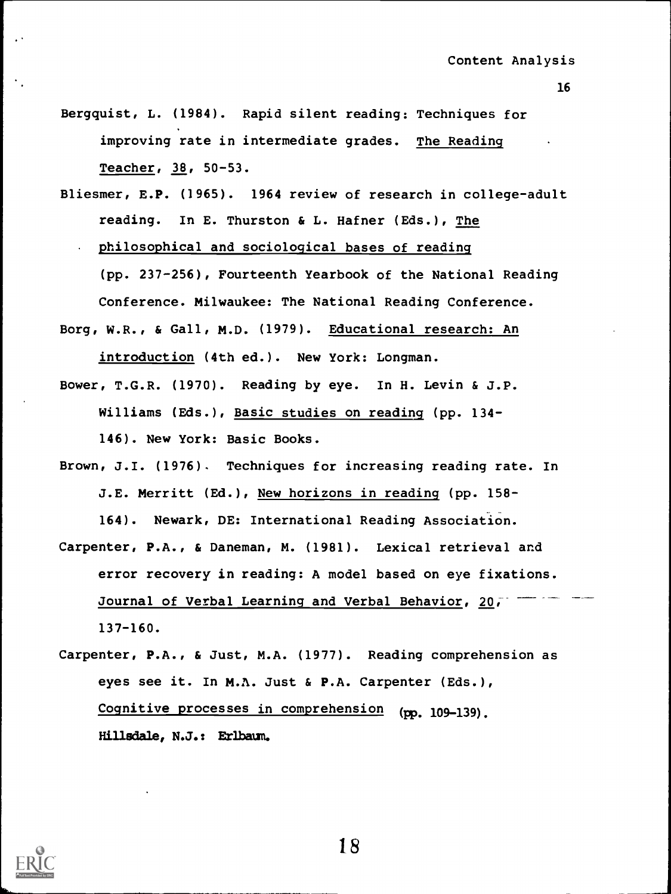Bergquist, L. (1984). Rapid silent reading: Techniques for improving rate in intermediate grades. The Reading Teacher, 38, 50-53.

Bliesmer, E.P. (1965). 1964 review of research in college-adult reading. In E. Thurston & L. Hafner (Eds.), The philosophical and sociological bases of reading (pp. 237-256), Fourteenth Yearbook of the National Reading Conference. Milwaukee: The National Reading Conference.

Borg, W.R., & Gall, M.D. (1979). Educational research: An introduction (4th ed.). New York: Longman.

Bower, T.G.R. (1970). Reading by eye. In H. Levin & J.P. Williams (Eds.), Basic studies on reading (pp. 134-146). New York: Basic Books.

Brown, J.I. (1976). Techniques for increasing reading rate. In J.E. Merritt (Ed.), New horizons in reading (pp. 158-164). Newark, DE: International Reading Association.

Carpenter, P.A., & Daneman, M. (1981). Lexical retrieval and error recovery in reading: A model based on eye fixations. Journal of Verbal Learning and Verbal Behavior, 20, 137-160.

Carpenter, P.A., & Just, M.A. (1977). Reading comprehension as eyes see it. In M.A. Just & P.A. Carpenter (Eds.), Cognitive processes in comprehension (pp. 109-139). Hillsdale, N.J.: Erlbaum.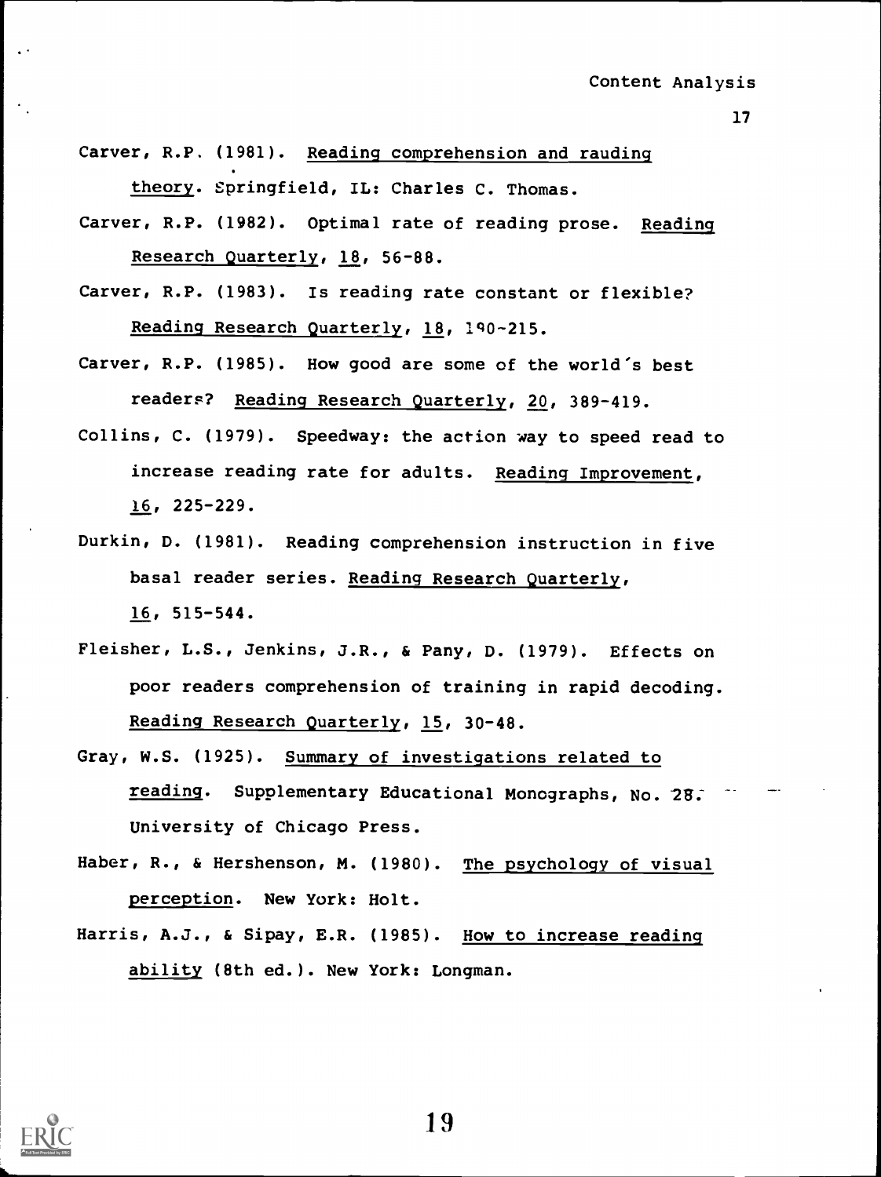Carver, R.P. (1981). Reading comprehension and rauding theory. Springfield, IL: Charles C. Thomas.

Carver, R.P. (1982). Optimal rate of reading prose. Reading Research Quarterly, 18, 56-88.

Carver, R.P. (1983). Is reading rate constant or flexible? Reading Research Quarterly, 18, 190-215.

Carver, R.P. (1985). How good are some of the world's best readers? Reading Research Quarterly, 20, 389-419.

Collins, C. (1979). Speedway: the action way to speed read to increase reading rate for adults. Reading Improvement, 16, 225-229.

Durkin, D. (1981). Reading comprehension instruction in five basal reader series. Reading Research Quarterly, 16, 515-544.

Fleisher, L.S., Jenkins, J.R., & Pany, D. (1979). Effects on poor readers comprehension of training in rapid decoding. Reading Research Quarterly, 15, 30-48.

Gray, W.S. (1925). Summary of investigations related to reading. Supplementary Educational Monographs, No. 28. University of Chicago Press.

Haber, R., & Hershenson, M. (1980). The psychology of visual perception. New York: Holt.

Harris, A.J., & Sipay, E.R. (1985). How to increase reading ability (8th ed.). New York: Longman.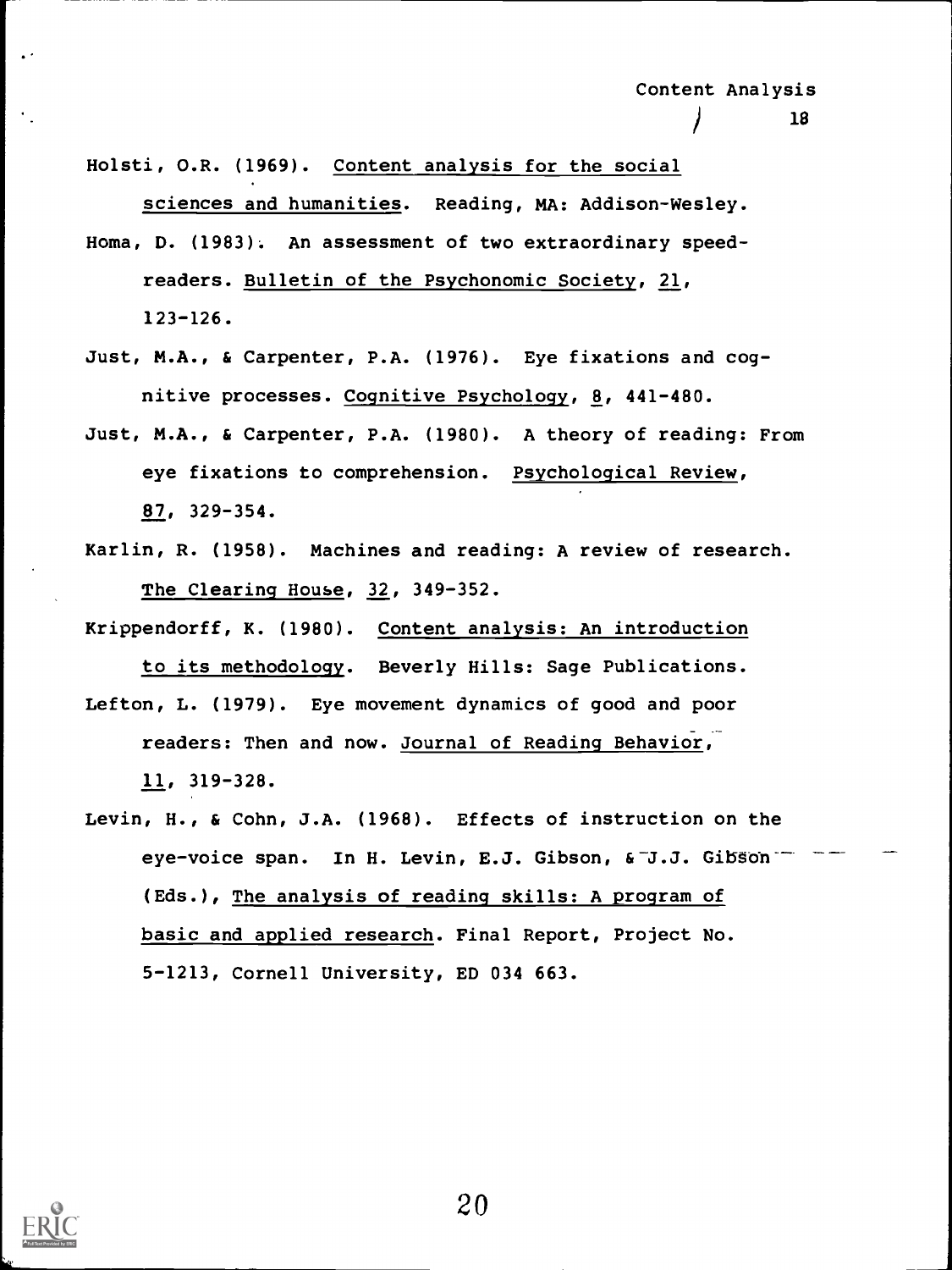Holsti, O.R. (1969). Content analysis for the social sciences and humanities. Reading, MA: Addison-Wesley.

Homa, D. (1983). An assessment of two extraordinary speed-readers. Bulletin of the Psychonomic Society, 21, 123-126.

Just, M.A., & Carpenter, P.A. (1976). Eye fixations and cognitive processes. Cognitive Psychology, 8, 441-480.

Just, M.A., & Carpenter, P.A. (1980). A theory of reading: From eye fixations to comprehension. Psychological Review, 87, 329-354.

Karlin, R. (1958). Machines and reading: A review of research. The Clearing House, 32, 349-352.

Krippendorff, K. (1980). Content analysis: An introduction to its methodology. Beverly Hills: Sage Publications.

Lefton, L. (1979). Eye movement dynamics of good and poor readers: Then and now. Journal of Reading Behavior, 11, 319-328.

Levin, H., & Cohn, J.A. (1968). Effects of instruction on the eye-voice span. In H. Levin, E.J. Gibson, & J.J. Gibson (Eds.), The analysis of reading skills: A program of basic and applied research. Final Report, Project No. 5-1213, Cornell University, ED 034 663.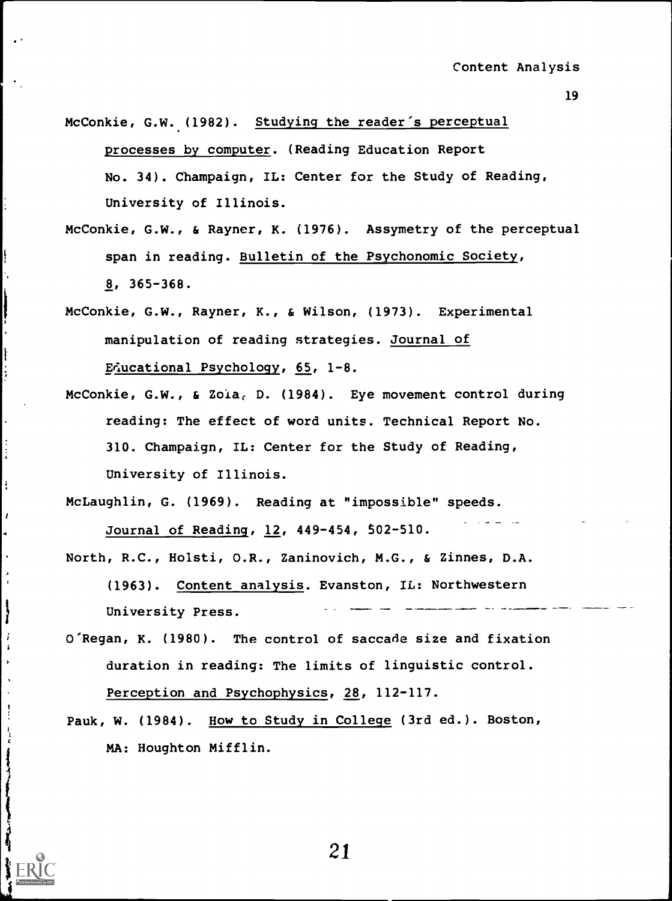McConkie, G.W. (1982). Studying the reader's perceptual processes by computer. (Reading Education Report No. 34). Champaign, IL: Center for the Study of Reading, University of Illinois.

McConkie, G.W., & Rayner, K. (1976). Assymetry of the perceptual span in reading. Bulletin of the Psychonomic Society, 8, 365-368.

McConkie, G.W., Rayner, K., & Wilson, (1973). Experimental manipulation of reading strategies. Journal of Educational Psychology, 65, 1-8.

McConkie, G.W., & Zola, D. (1984). Eye movement control during reading: The effect of word units. Technical Report No. 310. Champaign, IL: Center for the Study of Reading, University of Illinois.

McLaughlin, G. (1969). Reading at "impossible" speeds. Journal of Reading, 12, 449-454, 502-510.

North, R.C., Holsti, O.R., Zaninovich, M.G., & Zinnes, D.A. (1963). Content analysis. Evanston, IL: Northwestern University Press.

O'Regan, K. (1980). The control of saccade size and fixation duration in reading: The limits of linguistic control. Perception and Psychophysics, 28, 112-117.

Pauk, W. (1984). How to Study in College (3rd ed.). Boston, MA: Houghton Mifflin.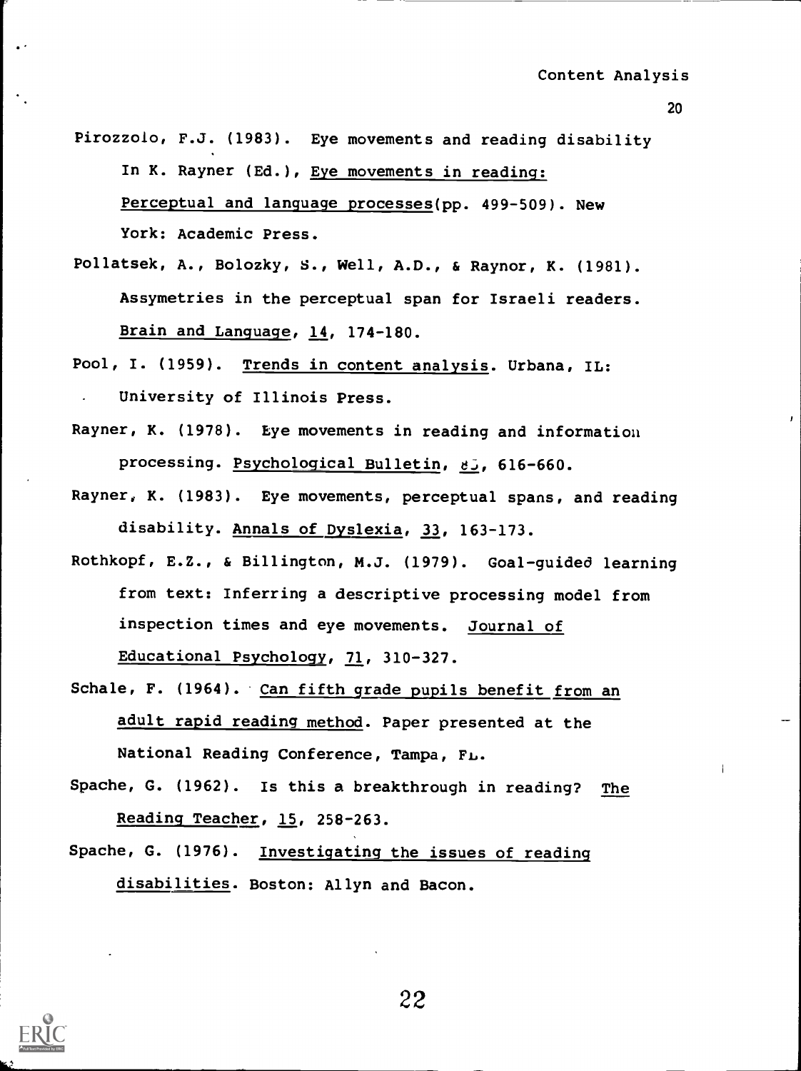Pirozzolo, F.J. (1983). Eye movements and reading disability In K. Rayner (Ed.), _Eye movements in reading: Perceptual and language processes_(pp. 499-509). New York: Academic Press.

Pollatsek, A., Bolozky, S., Well, A.D., & Raynor, K. (1981). Assymetries in the perceptual span for Israeli readers. _Brain and Language_, _14_, 174-180.

Pool, I. (1959). _Trends in content analysis_. Urbana, IL: University of Illinois Press.

Rayner, K. (1978). Eye movements in reading and information processing. _Psychological Bulletin_, _85_, 616-660.

Rayner, K. (1983). Eye movements, perceptual spans, and reading disability. _Annals of Dyslexia_, _33_, 163-173.

Rothkopf, E.Z., & Billington, M.J. (1979). Goal-guided learning from text: Inferring a descriptive processing model from inspection times and eye movements. _Journal of Educational Psychology_, _71_, 310-327.

Schale, F. (1964). _Can fifth grade pupils benefit from an adult rapid reading method_. Paper presented at the National Reading Conference, Tampa, FL.

Spache, G. (1962). Is this a breakthrough in reading? _The Reading Teacher_, _15_, 258-263.

Spache, G. (1976). _Investigating the issues of reading disabilities_. Boston: Allyn and Bacon.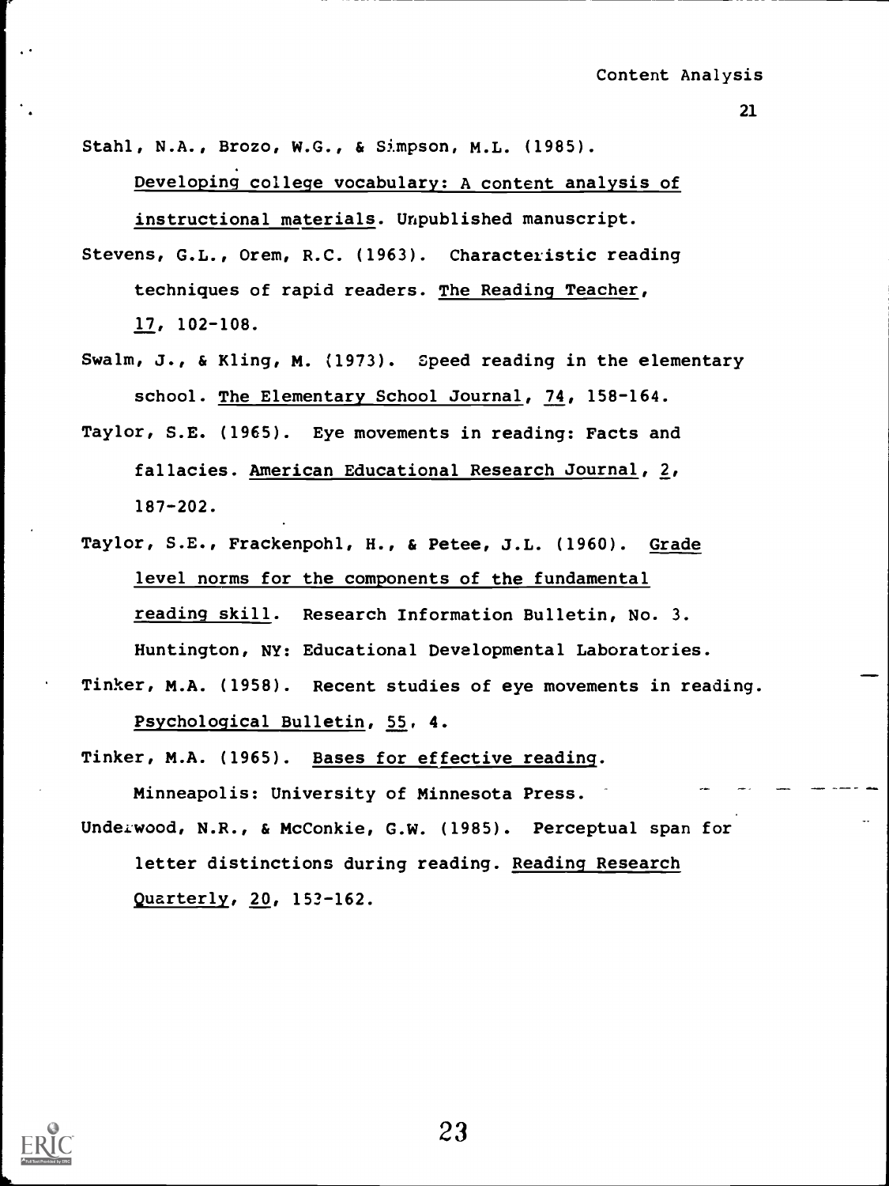Stahl, N.A., Brozo, W.G., & Simpson, M.L. (1985). *Developing college vocabulary: A content analysis of instructional materials*. Unpublished manuscript.

Stevens, G.L., Orem, R.C. (1963). Characteristic reading techniques of rapid readers. *The Reading Teacher*, *17*, 102-108.

Swalm, J., & Kling, M. (1973). Speed reading in the elementary school. *The Elementary School Journal*, *74*, 158-164.

Taylor, S.E. (1965). Eye movements in reading: Facts and fallacies. *American Educational Research Journal*, *2*, 187-202.

Taylor, S.E., Frackenpohl, H., & Petee, J.L. (1960). *Grade level norms for the components of the fundamental reading skill*. Research Information Bulletin, No. 3. Huntington, NY: Educational Developmental Laboratories.

Tinker, M.A. (1958). Recent studies of eye movements in reading. *Psychological Bulletin*, *55*, 4.

Tinker, M.A. (1965). *Bases for effective reading*. Minneapolis: University of Minnesota Press.

Underwood, N.R., & McConkie, G.W. (1985). Perceptual span for letter distinctions during reading. *Reading Research Quarterly*, *20*, 153-162.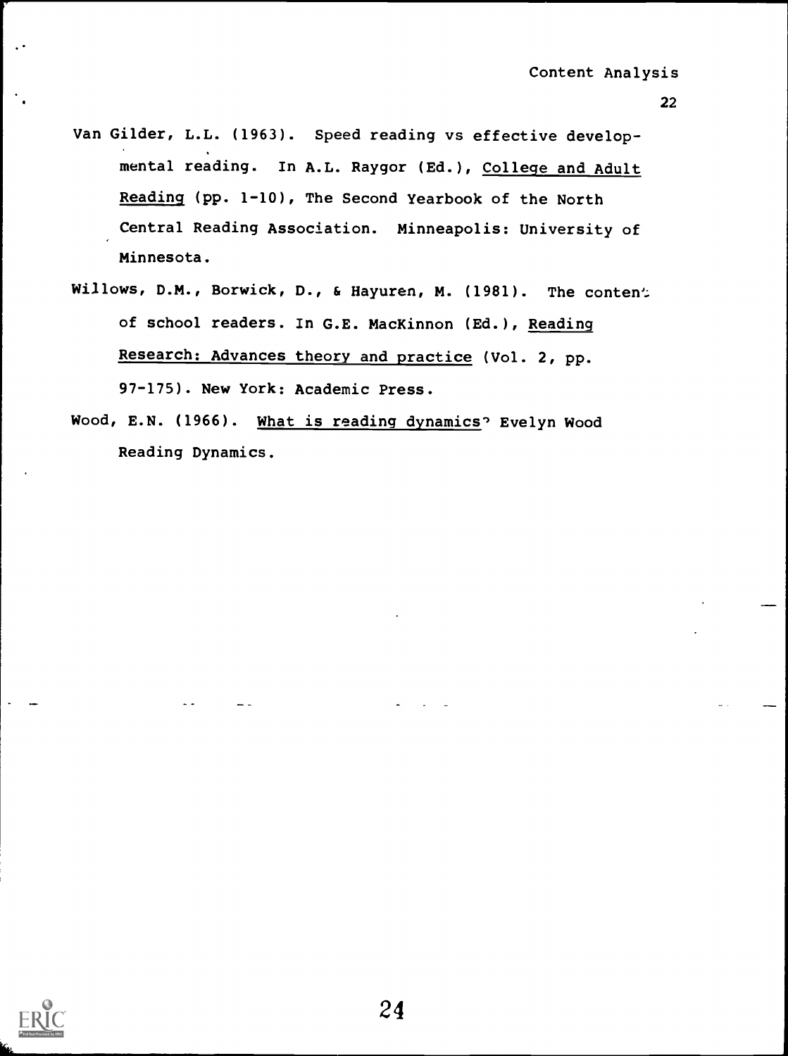Van Gilder, L.L. (1963). Speed reading vs effective developmental reading. In A.L. Raygor (Ed.), College and Adult Reading (pp. 1-10), The Second Yearbook of the North Central Reading Association. Minneapolis: University of Minnesota.

Willows, D.M., Borwick, D., & Hayuren, M. (1981). The content of school readers. In G.E. MacKinnon (Ed.), Reading Research: Advances theory and practice (Vol. 2, pp. 97-175). New York: Academic Press.

Wood, E.N. (1966). What is reading dynamics? Evelyn Wood Reading Dynamics.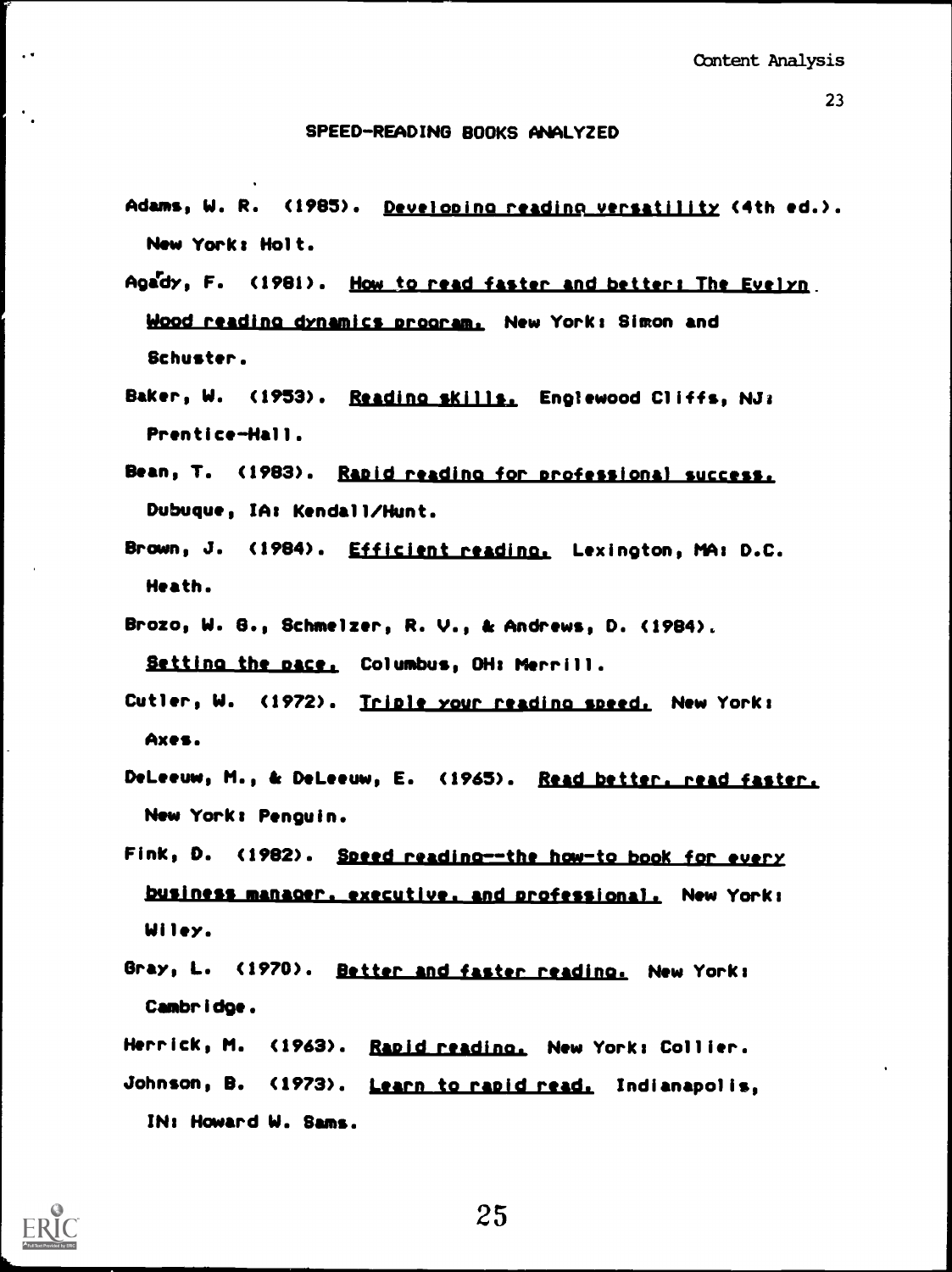## SPEED-READING BOOKS ANALYZED

Adams, W. R. (1985). Developing reading versatility (4th ed.). New York: Holt.

Agardy, F. (1981). How to read faster and better: The Evelyn Wood reading dynamics program. New York: Simon and Schuster.

Baker, W. (1953). Reading skills. Englewood Cliffs, NJ: Prentice-Hall.

Bean, T. (1983). Rapid reading for professional success. Dubuque, IA: Kendall/Hunt.

Brown, J. (1984). Efficient reading. Lexington, MA: D.C. Heath.

Brozo, W. G., Schmelzer, R. V., & Andrews, D. (1984). Setting the pace. Columbus, OH: Merrill.

Cutler, W. (1972). Triple your reading speed. New York: Axes.

DeLeeuw, M., & DeLeeuw, E. (1965). Read better, read faster. New York: Penguin.

Fink, D. (1982). Speed reading--the how-to book for every business manager, executive, and professional. New York: Wiley.

Gray, L. (1970). Better and faster reading. New York: Cambridge.

Herrick, M. (1963). Rapid reading. New York: Collier.

Johnson, B. (1973). Learn to rapid read. Indianapolis, IN: Howard W. Sams.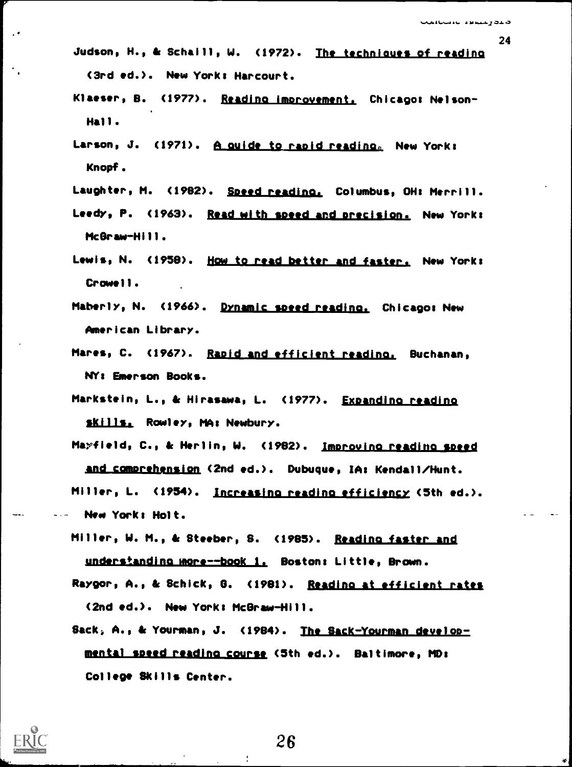Judson, H., & Schaill, W. (1972). The techniques of reading (3rd ed.). New York: Harcourt.

Klaeser, B. (1977). Reading improvement. Chicago: Nelson-Hall.

Larson, J. (1971). A guide to rapid reading. New York: Knopf.

Laughter, M. (1982). Speed reading. Columbus, OH: Merrill.

Leedy, P. (1963). Read with speed and precision. New York: McGraw-Hill.

Lewis, N. (1958). How to read better and faster. New York: Crowell.

Maberly, N. (1966). Dynamic speed reading. Chicago: New American Library.

Mares, C. (1967). Rapid and efficient reading. Buchanan, NY: Emerson Books.

Markstein, L., & Hirasawa, L. (1977). Expanding reading skills. Rowley, MA: Newbury.

Mayfield, C., & Herlin, W. (1982). Improving reading speed and comprehension (2nd ed.). Dubuque, IA: Kendall/Hunt.

Miller, L. (1954). Increasing reading efficiency (5th ed.). New York: Holt.

Miller, W. M., & Steeber, S. (1985). Reading faster and understanding more--book 1. Boston: Little, Brown.

Raygor, A., & Schick, G. (1981). Reading at efficient rates (2nd ed.). New York: McGraw-Hill.

Sack, A., & Yourman, J. (1984). The Sack-Yourman developmental speed reading course (5th ed.). Baltimore, MD: College Skills Center.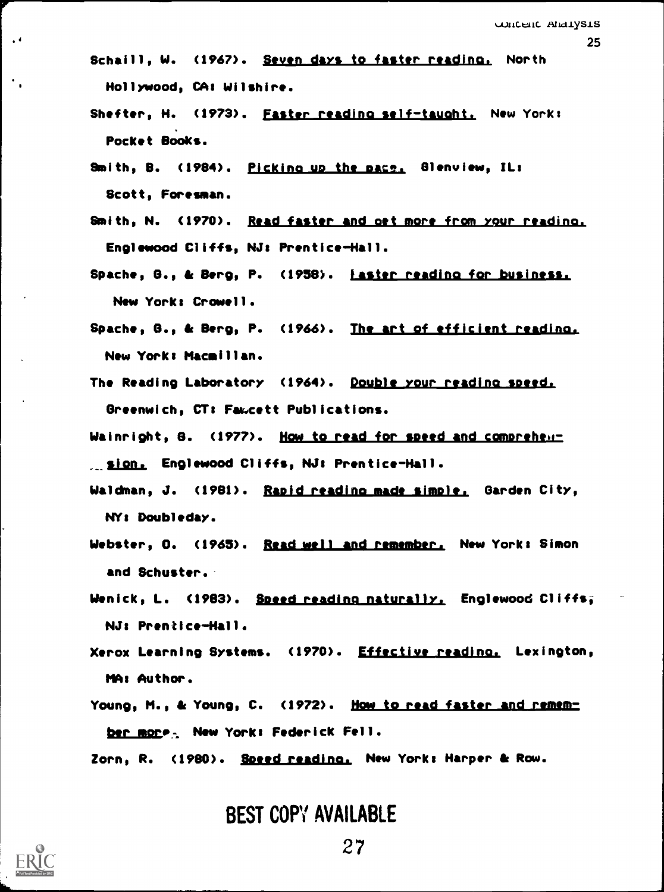Schaill, W. (1967). Seven days to faster reading. North Hollywood, CA: Wilshire.

Shefter, H. (1973). Faster reading self-taught. New York: Pocket Books.

Smith, B. (1984). Picking up the pace. Glenview, IL: Scott, Foresman.

Smith, N. (1970). Read faster and get more from your reading. Englewood Cliffs, NJ: Prentice-Hall.

Spache, G., & Berg, P. (1958). Faster reading for business. New York: Crowell.

Spache, G., & Berg, P. (1966). The art of efficient reading. New York: Macmillan.

The Reading Laboratory (1964). Double your reading speed. Greenwich, CT: Fawcett Publications.

Wainright, G. (1977). How to read for speed and comprehension. Englewood Cliffs, NJ: Prentice-Hall.

Waldman, J. (1981). Rapid reading made simple. Garden City, NY: Doubleday.

Webster, O. (1965). Read well and remember. New York: Simon and Schuster.

Wenick, L. (1983). Speed reading naturally. Englewood Cliffs, NJ: Prentice-Hall.

Xerox Learning Systems. (1970). Effective reading. Lexington, MA: Author.

Young, M., & Young, C. (1972). How to read faster and remember more. New York: Federick Fell.

Zorn, R. (1980). Speed reading. New York: Harper & Row.

BEST COPY AVAILABLE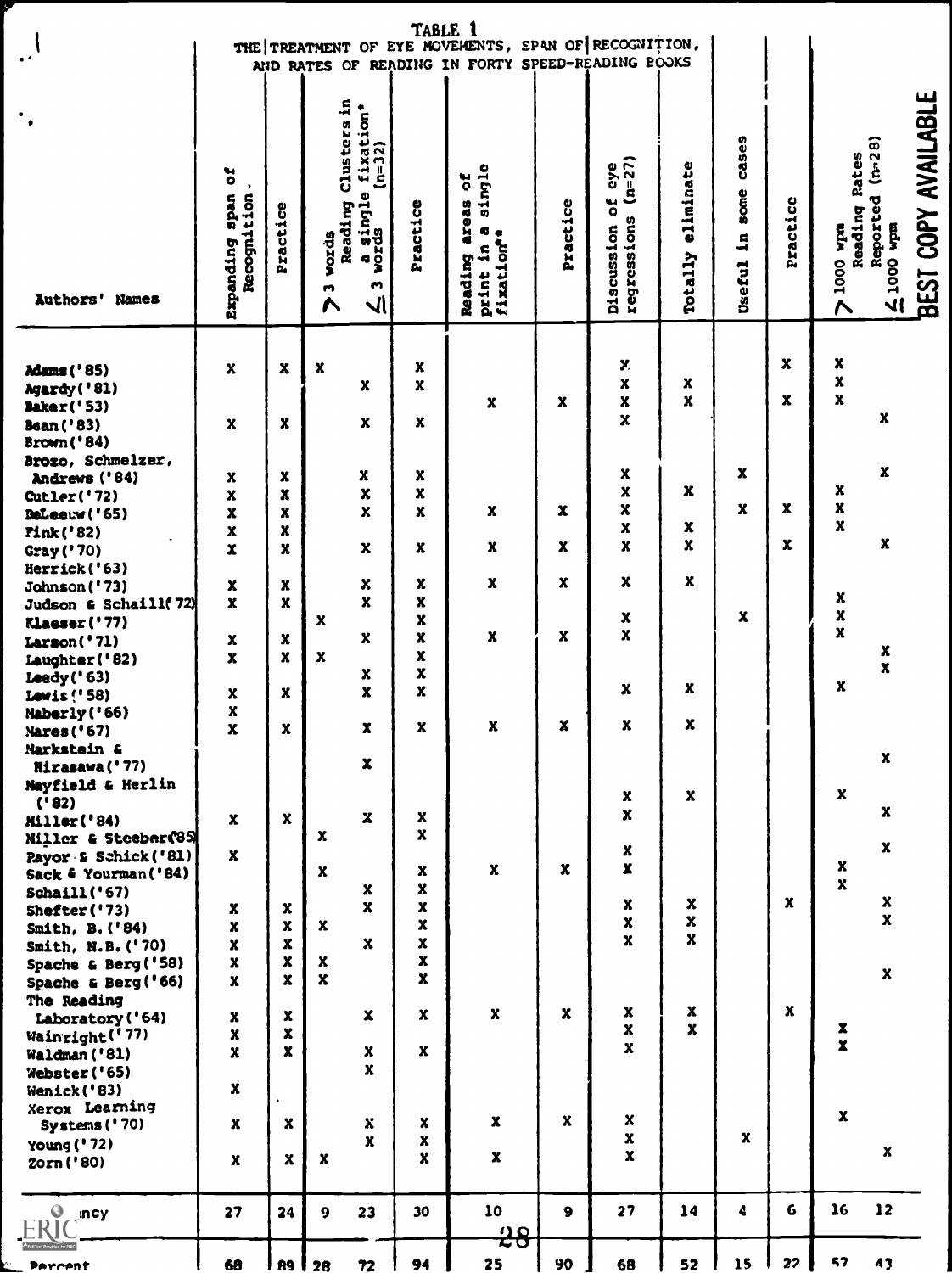# TABLE 1

## THE TREATMENT OF EYE MOVEMENTS, SPAN OF RECOGNITION, AND RATES OF READING IN FORTY SPEED-READING BOOKS

| Authors' Names | Expanding span of Recognition | Practice | Reading Clusters in a single fixation* (n=32) > 3 words | ≤ 3 words | Practice | Reading areas of print in a single fixation* | Practice | Discussion of eye regressions (n=27) | Totally eliminate | Useful in some cases | Practice | Reading Rates Reported (n=28) > 1000 wpm | ≤ 1000 wpm |
|---|---|---|---|---|---|---|---|---|---|---|---|---|---|
| Adams('85) | X | X | X | | X | | | Y | | | X | X | |
| Agardy('81) | | | | X | X | | | X | X | | | X | |
| Baker('53) | | | | | | X | X | X | X | | X | X | |
| Bean('83) | X | X | | X | X | | | X | | | | | X |
| Brown('84) | | | | | | | | | | | | | |
| Brozo, Schmelzer, Andrews ('84) | X | X | | X | X | | | X | | X | | | X |
| Cutler('72) | X | X | | X | X | | | X | X | | | X | |
| DeLeeuw('65) | X | X | | X | X | X | X | X | | X | X | X | |
| Fink('82) | X | X | | | | | | X | X | | | X | |
| Gray('70) | X | X | | X | X | X | X | X | X | | X | | X |
| Herrick('63) | | | | | | | | | | | | | |
| Johnson('73) | X | X | | X | X | X | X | X | X | | | | |
| Judson & Schaill('72) | X | X | | X | X | | | | | | | X | |
| Klaeser('77) | | | X | | X | | | X | | X | | X | |
| Larson('71) | X | X | | X | X | X | X | X | | | | X | |
| Laughter('82) | X | X | X | | X | | | | | | | | X |
| Leedy('63) | | | | X | X | | | | | | | | X |
| Lewis('58) | X | X | | X | X | | | X | X | | | X | |
| Maberly('66) | X | | | | | | | | | | | | |
| Mares('67) | X | X | | X | X | X | X | X | X | | | | |
| Markstein & Hirasawa('77) | | | | X | | | | | | | | | X |
| Mayfield & Herlin ('82) | | | | | | | | X | X | | | X | |
| Miller('84) | X | X | | X | X | | | X | | | | | X |
| Miller & Stoeber('85) | | | X | | X | | | | | | | | |
| Payor & Schick('81) | X | | | | | | | X | | | | | X |
| Sack & Yourman('84) | | | X | | X | X | X | X | | | | X | |
| Schaill('67) | | | | X | X | | | | | | | X | |
| Shefter('73) | X | X | | X | X | | | X | X | | X | | X |
| Smith, B.('84) | X | X | X | | X | | | X | X | | | | X |
| Smith, N.B.('70) | X | X | | X | X | | | X | X | | | | |
| Spache & Berg('58) | X | X | X | | X | | | | | | | | |
| Spache & Berg('66) | X | X | X | | X | | | | | | | | X |
| The Reading Laboratory('64) | X | X | | X | X | X | X | X | X | | X | | |
| Wainright('77) | X | X | | | | | | X | X | | | X | |
| Waldman('81) | X | X | | X | X | | | X | | | | X | |
| Webster('65) | | | | X | | | | | | | | | |
| Wenick('83) | X | | | | | | | | | | | | |
| Xerox Learning Systems('70) | X | X | | X | X | X | X | X | | | | X | |
| Young('72) | | | | X | X | | | X | | X | | | |
| Zorn('80) | X | X | X | | X | X | | X | | | | | X |
| Frequency | 27 | 24 | 9 | 23 | 30 | 10 | 9 | 27 | 14 | 4 | 6 | 16 | 12 |
| Percent | 68 | 89 | 28 | 72 | 94 | 25 | 90 | 68 | 52 | 15 | 22 | 57 | 43 |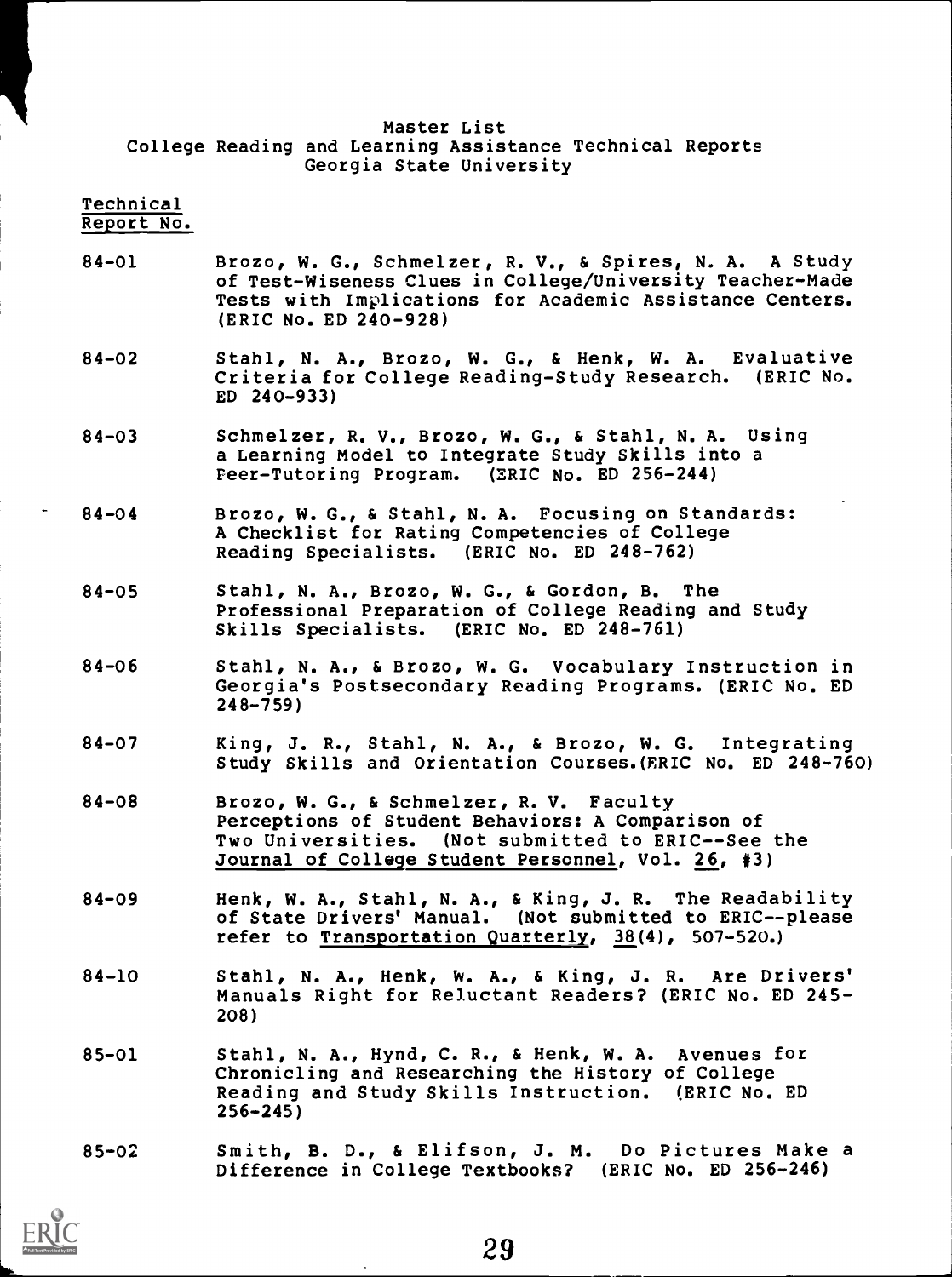# Master List
## College Reading and Learning Assistance Technical Reports
## Georgia State University

| Technical Report No. | |
|---|---|
| 84-01 | Brozo, W. G., Schmelzer, R. V., & Spires, N. A. A Study of Test-Wiseness Clues in College/University Teacher-Made Tests with Implications for Academic Assistance Centers. (ERIC No. ED 240-928) |
| 84-02 | Stahl, N. A., Brozo, W. G., & Henk, W. A. Evaluative Criteria for College Reading-Study Research. (ERIC No. ED 240-933) |
| 84-03 | Schmelzer, R. V., Brozo, W. G., & Stahl, N. A. Using a Learning Model to Integrate Study Skills into a Peer-Tutoring Program. (ERIC No. ED 256-244) |
| 84-04 | Brozo, W. G., & Stahl, N. A. Focusing on Standards: A Checklist for Rating Competencies of College Reading Specialists. (ERIC No. ED 248-762) |
| 84-05 | Stahl, N. A., Brozo, W. G., & Gordon, B. The Professional Preparation of College Reading and Study Skills Specialists. (ERIC No. ED 248-761) |
| 84-06 | Stahl, N. A., & Brozo, W. G. Vocabulary Instruction in Georgia's Postsecondary Reading Programs. (ERIC No. ED 248-759) |
| 84-07 | King, J. R., Stahl, N. A., & Brozo, W. G. Integrating Study Skills and Orientation Courses.(ERIC No. ED 248-760) |
| 84-08 | Brozo, W. G., & Schmelzer, R. V. Faculty Perceptions of Student Behaviors: A Comparison of Two Universities. (Not submitted to ERIC--See the Journal of College Student Personnel, Vol. 26, #3) |
| 84-09 | Henk, W. A., Stahl, N. A., & King, J. R. The Readability of State Drivers' Manual. (Not submitted to ERIC--please refer to Transportation Quarterly, 38(4), 507-520.) |
| 84-10 | Stahl, N. A., Henk, W. A., & King, J. R. Are Drivers' Manuals Right for Reluctant Readers? (ERIC No. ED 245-208) |
| 85-01 | Stahl, N. A., Hynd, C. R., & Henk, W. A. Avenues for Chronicling and Researching the History of College Reading and Study Skills Instruction. (ERIC No. ED 256-245) |
| 85-02 | Smith, B. D., & Elifson, J. M. Do Pictures Make a Difference in College Textbooks? (ERIC No. ED 256-246) |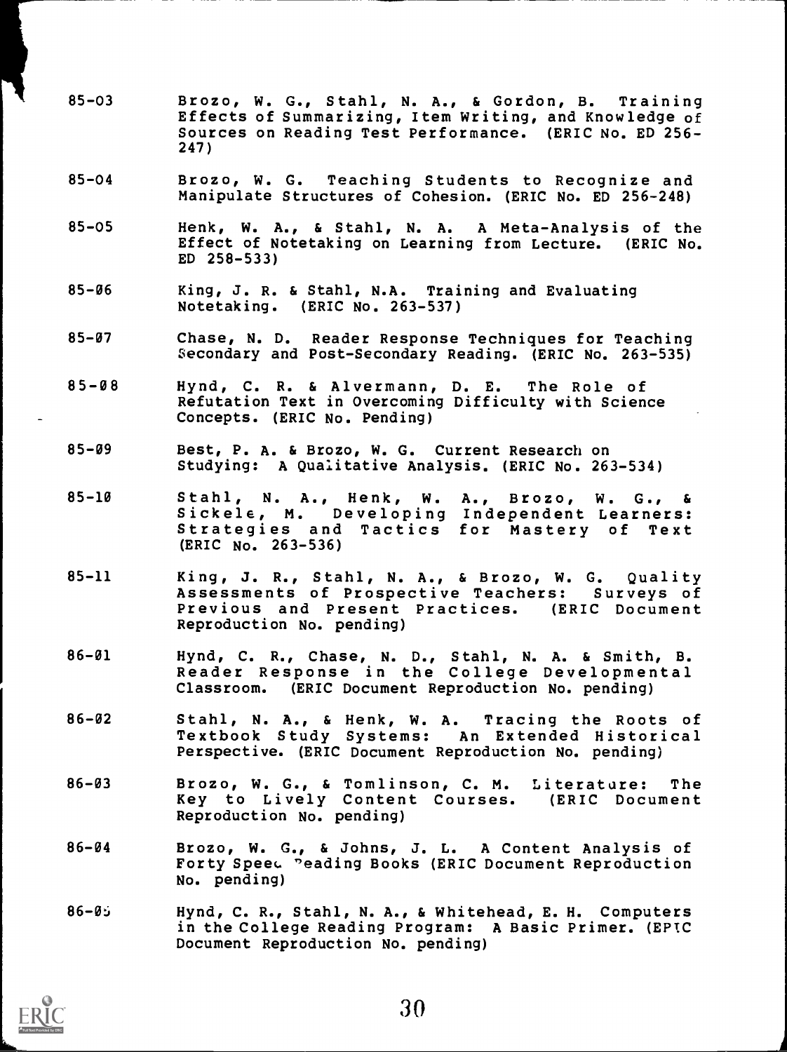85-03 Brozo, W. G., Stahl, N. A., & Gordon, B. Training Effects of Summarizing, Item Writing, and Knowledge of Sources on Reading Test Performance. (ERIC No. ED 256-247)

85-04 Brozo, W. G. Teaching Students to Recognize and Manipulate Structures of Cohesion. (ERIC No. ED 256-248)

85-05 Henk, W. A., & Stahl, N. A. A Meta-Analysis of the Effect of Notetaking on Learning from Lecture. (ERIC No. ED 258-533)

85-06 King, J. R. & Stahl, N.A. Training and Evaluating Notetaking. (ERIC No. 263-537)

85-07 Chase, N. D. Reader Response Techniques for Teaching Secondary and Post-Secondary Reading. (ERIC No. 263-535)

85-08 Hynd, C. R. & Alvermann, D. E. The Role of Refutation Text in Overcoming Difficulty with Science Concepts. (ERIC No. Pending)

85-09 Best, P. A. & Brozo, W. G. Current Research on Studying: A Qualitative Analysis. (ERIC No. 263-534)

85-10 Stahl, N. A., Henk, W. A., Brozo, W. G., & Sickele, M. Developing Independent Learners: Strategies and Tactics for Mastery of Text (ERIC No. 263-536)

85-11 King, J. R., Stahl, N. A., & Brozo, W. G. Quality Assessments of Prospective Teachers: Surveys of Previous and Present Practices. (ERIC Document Reproduction No. pending)

86-01 Hynd, C. R., Chase, N. D., Stahl, N. A. & Smith, B. Reader Response in the College Developmental Classroom. (ERIC Document Reproduction No. pending)

86-02 Stahl, N. A., & Henk, W. A. Tracing the Roots of Textbook Study Systems: An Extended Historical Perspective. (ERIC Document Reproduction No. pending)

86-03 Brozo, W. G., & Tomlinson, C. M. Literature: The Key to Lively Content Courses. (ERIC Document Reproduction No. pending)

86-04 Brozo, W. G., & Johns, J. L. A Content Analysis of Forty Speed Reading Books (ERIC Document Reproduction No. pending)

86-05 Hynd, C. R., Stahl, N. A., & Whitehead, E. H. Computers in the College Reading Program: A Basic Primer. (ERIC Document Reproduction No. pending)